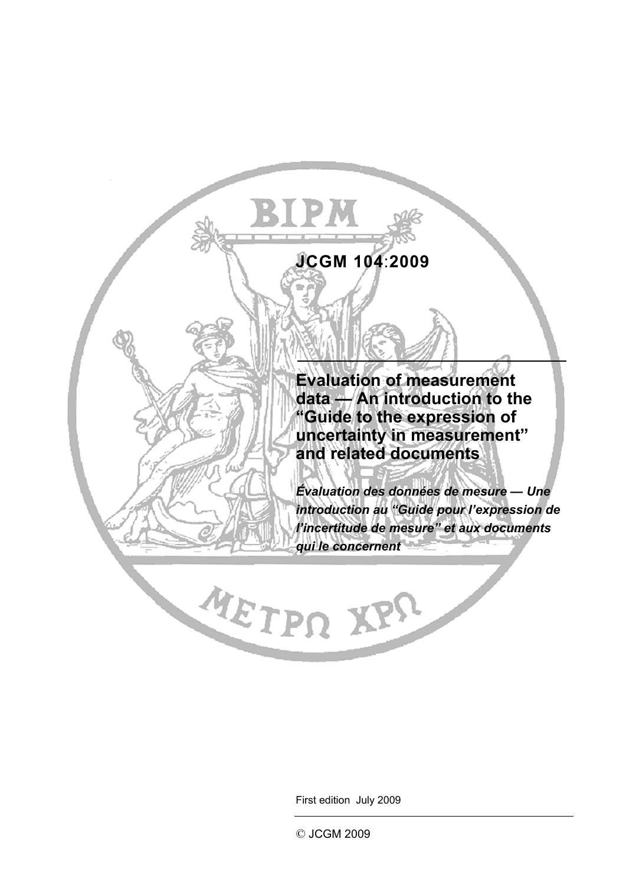# JCGM 104:2009

## Evaluation of measurement data — An introduction to the "Guide to the expression of uncertainty in measurement" and related documents

***Évaluation des données de mesure — Une introduction au "Guide pour l'expression de l'incertitude de mesure" et aux documents qui le concernent***

First edition July 2009

© JCGM 2009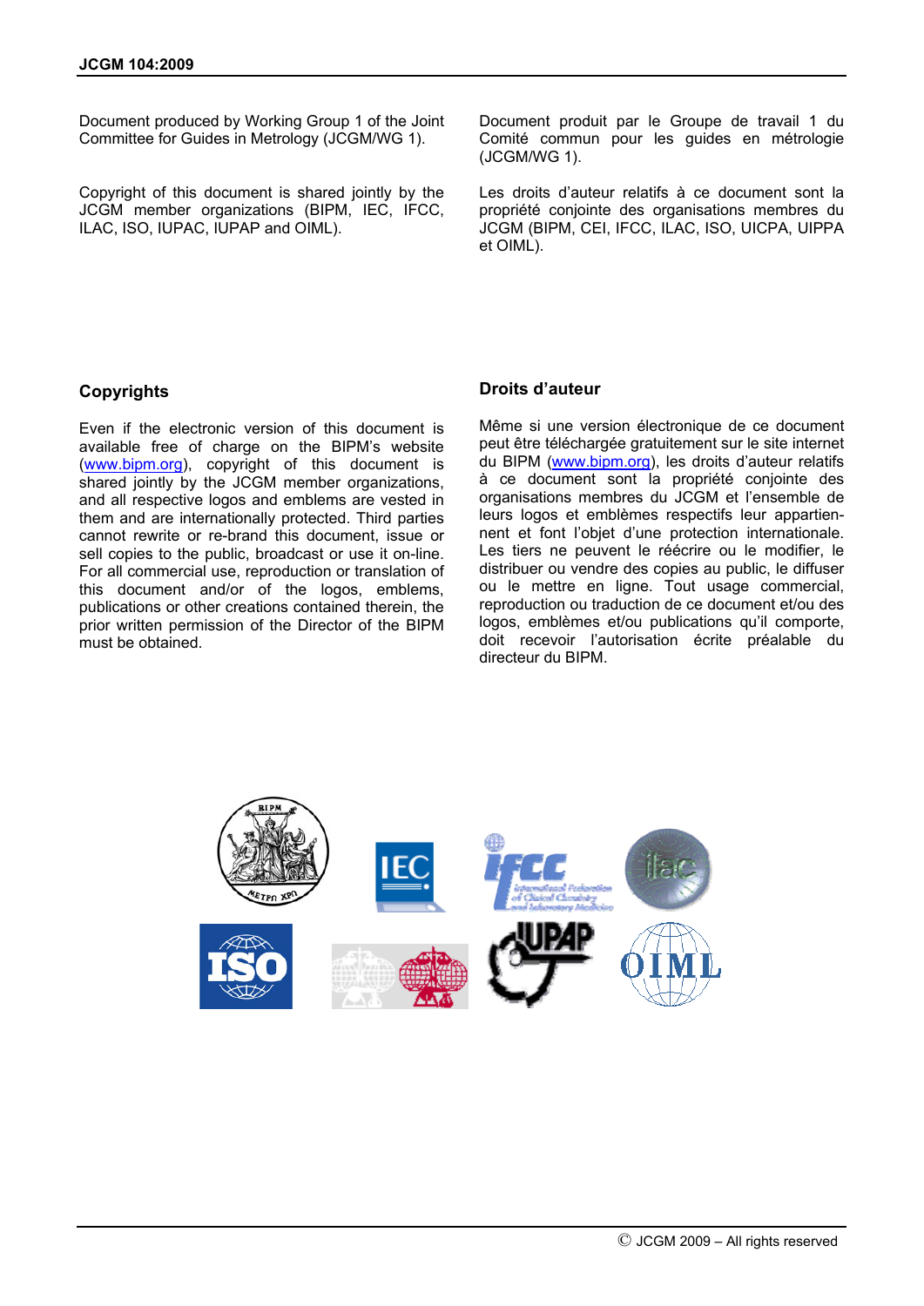Document produced by Working Group 1 of the Joint Committee for Guides in Metrology (JCGM/WG 1).

Copyright of this document is shared jointly by the JCGM member organizations (BIPM, IEC, IFCC, ILAC, ISO, IUPAC, IUPAP and OIML).

## Copyrights

Even if the electronic version of this document is available free of charge on the BIPM's website (www.bipm.org), copyright of this document is shared jointly by the JCGM member organizations, and all respective logos and emblems are vested in them and are internationally protected. Third parties cannot rewrite or re-brand this document, issue or sell copies to the public, broadcast or use it on-line. For all commercial use, reproduction or translation of this document and/or of the logos, emblems, publications or other creations contained therein, the prior written permission of the Director of the BIPM must be obtained.

Document produit par le Groupe de travail 1 du Comité commun pour les guides en métrologie (JCGM/WG 1).

Les droits d'auteur relatifs à ce document sont la propriété conjointe des organisations membres du JCGM (BIPM, CEI, IFCC, ILAC, ISO, UICPA, UIPPA et OIML).

## Droits d'auteur

Même si une version électronique de ce document peut être téléchargée gratuitement sur le site internet du BIPM (www.bipm.org), les droits d'auteur relatifs à ce document sont la propriété conjointe des organisations membres du JCGM et l'ensemble de leurs logos et emblèmes respectifs leur appartiennent et font l'objet d'une protection internationale. Les tiers ne peuvent le réécrire ou le modifier, le distribuer ou vendre des copies au public, le diffuser ou le mettre en ligne. Tout usage commercial, reproduction ou traduction de ce document et/ou des logos, emblèmes et/ou publications qu'il comporte, doit recevoir l'autorisation écrite préalable du directeur du BIPM.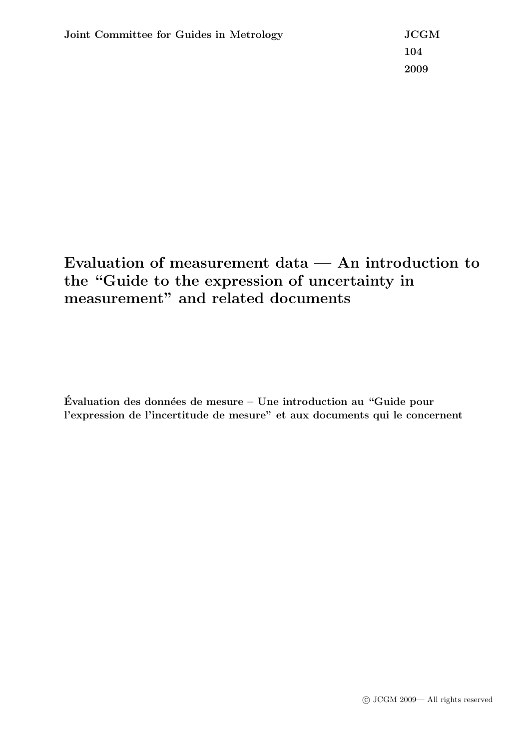**Joint Committee for Guides in Metrology**

**JCGM 104 2009**

# Evaluation of measurement data — An introduction to the "Guide to the expression of uncertainty in measurement" and related documents

**Évaluation des données de mesure – Une introduction au "Guide pour l'expression de l'incertitude de mesure" et aux documents qui le concernent**

© JCGM 2009— All rights reserved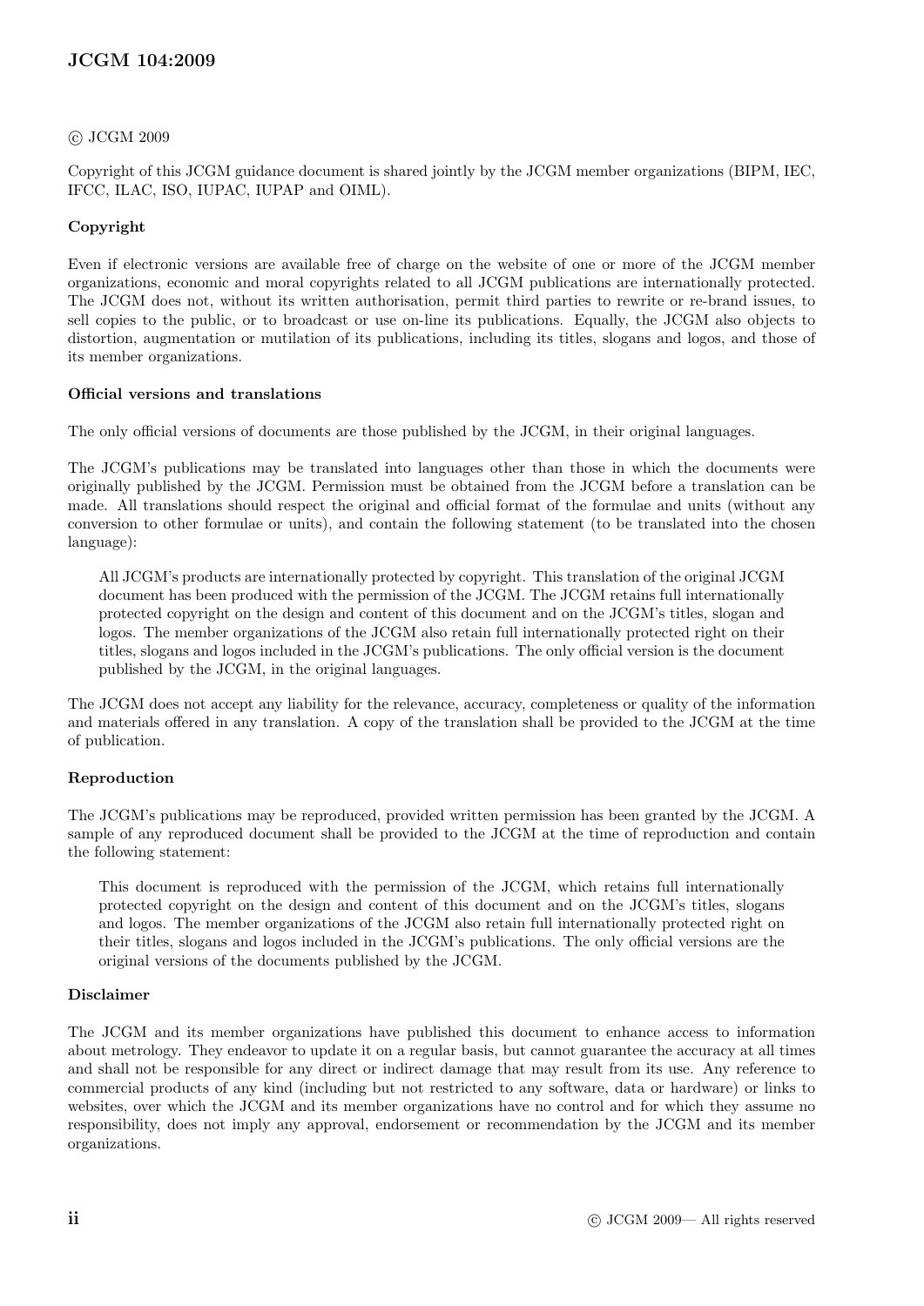© JCGM 2009

Copyright of this JCGM guidance document is shared jointly by the JCGM member organizations (BIPM, IEC, IFCC, ILAC, ISO, IUPAC, IUPAP and OIML).

### Copyright

Even if electronic versions are available free of charge on the website of one or more of the JCGM member organizations, economic and moral copyrights related to all JCGM publications are internationally protected. The JCGM does not, without its written authorisation, permit third parties to rewrite or re-brand issues, to sell copies to the public, or to broadcast or use on-line its publications. Equally, the JCGM also objects to distortion, augmentation or mutilation of its publications, including its titles, slogans and logos, and those of its member organizations.

### Official versions and translations

The only official versions of documents are those published by the JCGM, in their original languages.

The JCGM's publications may be translated into languages other than those in which the documents were originally published by the JCGM. Permission must be obtained from the JCGM before a translation can be made. All translations should respect the original and official format of the formulae and units (without any conversion to other formulae or units), and contain the following statement (to be translated into the chosen language):

> All JCGM's products are internationally protected by copyright. This translation of the original JCGM document has been produced with the permission of the JCGM. The JCGM retains full internationally protected copyright on the design and content of this document and on the JCGM's titles, slogan and logos. The member organizations of the JCGM also retain full internationally protected right on their titles, slogans and logos included in the JCGM's publications. The only official version is the document published by the JCGM, in the original languages.

The JCGM does not accept any liability for the relevance, accuracy, completeness or quality of the information and materials offered in any translation. A copy of the translation shall be provided to the JCGM at the time of publication.

### Reproduction

The JCGM's publications may be reproduced, provided written permission has been granted by the JCGM. A sample of any reproduced document shall be provided to the JCGM at the time of reproduction and contain the following statement:

> This document is reproduced with the permission of the JCGM, which retains full internationally protected copyright on the design and content of this document and on the JCGM's titles, slogans and logos. The member organizations of the JCGM also retain full internationally protected right on their titles, slogans and logos included in the JCGM's publications. The only official versions are the original versions of the documents published by the JCGM.

### Disclaimer

The JCGM and its member organizations have published this document to enhance access to information about metrology. They endeavor to update it on a regular basis, but cannot guarantee the accuracy at all times and shall not be responsible for any direct or indirect damage that may result from its use. Any reference to commercial products of any kind (including but not restricted to any software, data or hardware) or links to websites, over which the JCGM and its member organizations have no control and for which they assume no responsibility, does not imply any approval, endorsement or recommendation by the JCGM and its member organizations.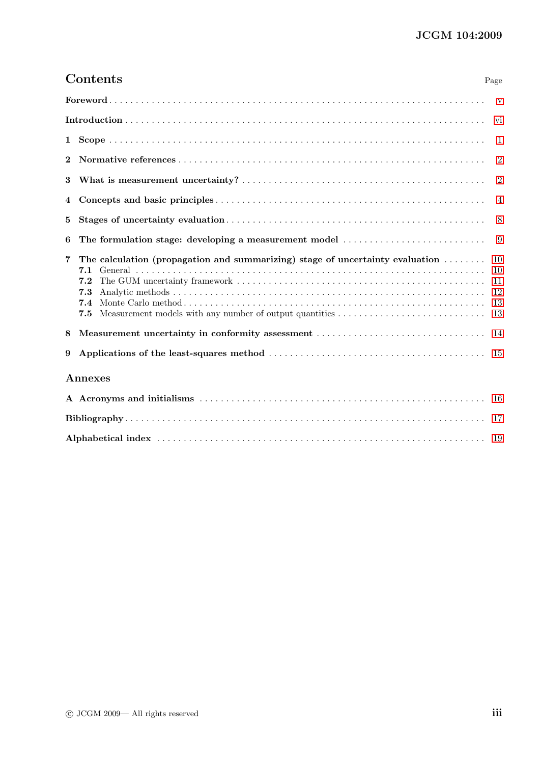# Contents

| | Page |
|---|---|
| **Foreword** | v |
| **Introduction** | vi |
| **1 Scope** | 1 |
| **2 Normative references** | 2 |
| **3 What is measurement uncertainty?** | 2 |
| **4 Concepts and basic principles** | 4 |
| **5 Stages of uncertainty evaluation** | 8 |
| **6 The formulation stage: developing a measurement model** | 9 |
| **7 The calculation (propagation and summarizing) stage of uncertainty evaluation** | 10 |
| **7.1** General | 10 |
| **7.2** The GUM uncertainty framework | 11 |
| **7.3** Analytic methods | 12 |
| **7.4** Monte Carlo method | 13 |
| **7.5** Measurement models with any number of output quantities | 13 |
| **8 Measurement uncertainty in conformity assessment** | 14 |
| **9 Applications of the least-squares method** | 15 |

## Annexes

| | Page |
|---|---|
| **A Acronyms and initialisms** | 16 |
| **Bibliography** | 17 |
| **Alphabetical index** | 19 |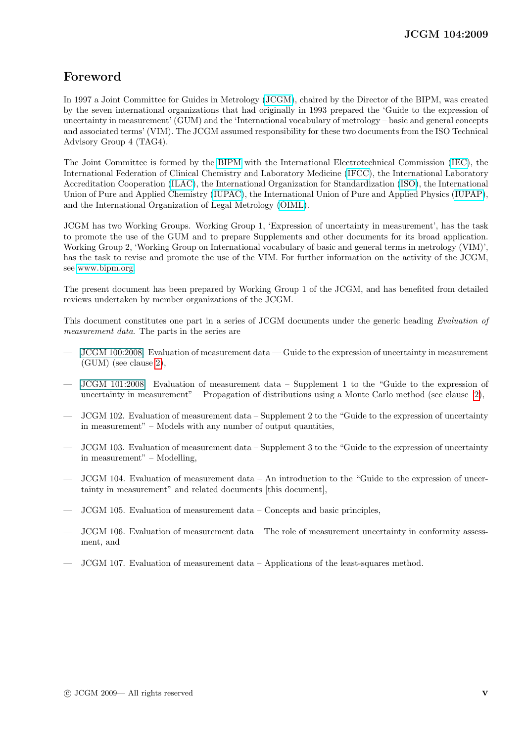# Foreword

In 1997 a Joint Committee for Guides in Metrology (JCGM), chaired by the Director of the BIPM, was created by the seven international organizations that had originally in 1993 prepared the 'Guide to the expression of uncertainty in measurement' (GUM) and the 'International vocabulary of metrology – basic and general concepts and associated terms' (VIM). The JCGM assumed responsibility for these two documents from the ISO Technical Advisory Group 4 (TAG4).

The Joint Committee is formed by the BIPM with the International Electrotechnical Commission (IEC), the International Federation of Clinical Chemistry and Laboratory Medicine (IFCC), the International Laboratory Accreditation Cooperation (ILAC), the International Organization for Standardization (ISO), the International Union of Pure and Applied Chemistry (IUPAC), the International Union of Pure and Applied Physics (IUPAP), and the International Organization of Legal Metrology (OIML).

JCGM has two Working Groups. Working Group 1, 'Expression of uncertainty in measurement', has the task to promote the use of the GUM and to prepare Supplements and other documents for its broad application. Working Group 2, 'Working Group on International vocabulary of basic and general terms in metrology (VIM)', has the task to revise and promote the use of the VIM. For further information on the activity of the JCGM, see www.bipm.org.

The present document has been prepared by Working Group 1 of the JCGM, and has benefited from detailed reviews undertaken by member organizations of the JCGM.

This document constitutes one part in a series of JCGM documents under the generic heading *Evaluation of measurement data*. The parts in the series are

— JCGM 100:2008. Evaluation of measurement data — Guide to the expression of uncertainty in measurement (GUM) (see clause 2),

— JCGM 101:2008. Evaluation of measurement data – Supplement 1 to the "Guide to the expression of uncertainty in measurement" – Propagation of distributions using a Monte Carlo method (see clause 2),

— JCGM 102. Evaluation of measurement data – Supplement 2 to the "Guide to the expression of uncertainty in measurement" – Models with any number of output quantities,

— JCGM 103. Evaluation of measurement data – Supplement 3 to the "Guide to the expression of uncertainty in measurement" – Modelling,

— JCGM 104. Evaluation of measurement data – An introduction to the "Guide to the expression of uncertainty in measurement" and related documents [this document],

— JCGM 105. Evaluation of measurement data – Concepts and basic principles,

— JCGM 106. Evaluation of measurement data – The role of measurement uncertainty in conformity assessment, and

— JCGM 107. Evaluation of measurement data – Applications of the least-squares method.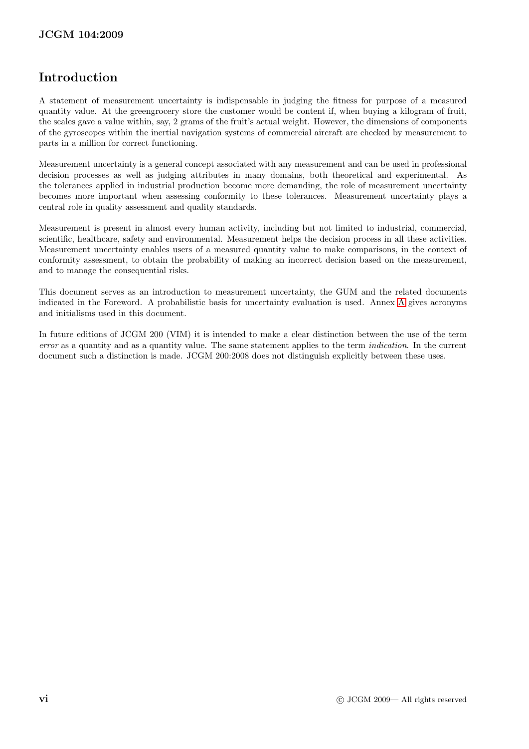# Introduction

A statement of measurement uncertainty is indispensable in judging the fitness for purpose of a measured quantity value. At the greengrocery store the customer would be content if, when buying a kilogram of fruit, the scales gave a value within, say, 2 grams of the fruit's actual weight. However, the dimensions of components of the gyroscopes within the inertial navigation systems of commercial aircraft are checked by measurement to parts in a million for correct functioning.

Measurement uncertainty is a general concept associated with any measurement and can be used in professional decision processes as well as judging attributes in many domains, both theoretical and experimental. As the tolerances applied in industrial production become more demanding, the role of measurement uncertainty becomes more important when assessing conformity to these tolerances. Measurement uncertainty plays a central role in quality assessment and quality standards.

Measurement is present in almost every human activity, including but not limited to industrial, commercial, scientific, healthcare, safety and environmental. Measurement helps the decision process in all these activities. Measurement uncertainty enables users of a measured quantity value to make comparisons, in the context of conformity assessment, to obtain the probability of making an incorrect decision based on the measurement, and to manage the consequential risks.

This document serves as an introduction to measurement uncertainty, the GUM and the related documents indicated in the Foreword. A probabilistic basis for uncertainty evaluation is used. Annex A gives acronyms and initialisms used in this document.

In future editions of JCGM 200 (VIM) it is intended to make a clear distinction between the use of the term *error* as a quantity and as a quantity value. The same statement applies to the term *indication*. In the current document such a distinction is made. JCGM 200:2008 does not distinguish explicitly between these uses.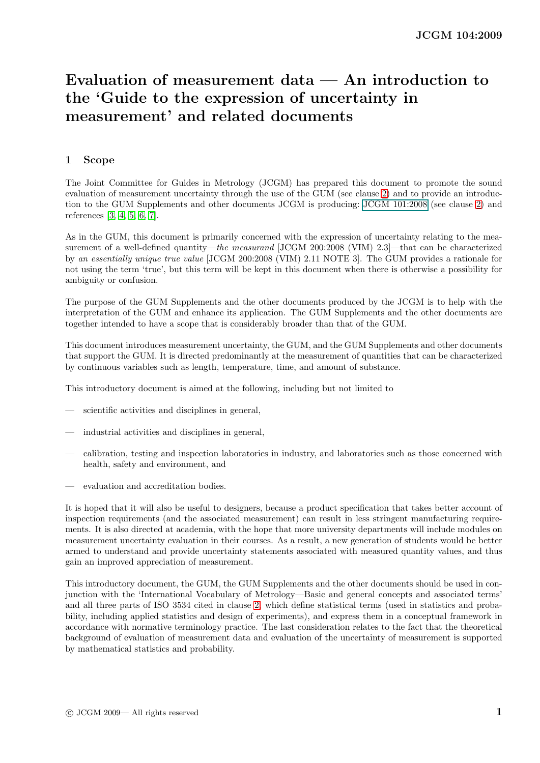# Evaluation of measurement data — An introduction to the 'Guide to the expression of uncertainty in measurement' and related documents

## 1 Scope

The Joint Committee for Guides in Metrology (JCGM) has prepared this document to promote the sound evaluation of measurement uncertainty through the use of the GUM (see clause 2) and to provide an introduction to the GUM Supplements and other documents JCGM is producing: JCGM 101:2008 (see clause 2) and references [3, 4, 5, 6, 7].

As in the GUM, this document is primarily concerned with the expression of uncertainty relating to the measurement of a well-defined quantity—*the measurand* [JCGM 200:2008 (VIM) 2.3]—that can be characterized by *an essentially unique true value* [JCGM 200:2008 (VIM) 2.11 NOTE 3]. The GUM provides a rationale for not using the term 'true', but this term will be kept in this document when there is otherwise a possibility for ambiguity or confusion.

The purpose of the GUM Supplements and the other documents produced by the JCGM is to help with the interpretation of the GUM and enhance its application. The GUM Supplements and the other documents are together intended to have a scope that is considerably broader than that of the GUM.

This document introduces measurement uncertainty, the GUM, and the GUM Supplements and other documents that support the GUM. It is directed predominantly at the measurement of quantities that can be characterized by continuous variables such as length, temperature, time, and amount of substance.

This introductory document is aimed at the following, including but not limited to

— scientific activities and disciplines in general,

— industrial activities and disciplines in general,

— calibration, testing and inspection laboratories in industry, and laboratories such as those concerned with health, safety and environment, and

— evaluation and accreditation bodies.

It is hoped that it will also be useful to designers, because a product specification that takes better account of inspection requirements (and the associated measurement) can result in less stringent manufacturing requirements. It is also directed at academia, with the hope that more university departments will include modules on measurement uncertainty evaluation in their courses. As a result, a new generation of students would be better armed to understand and provide uncertainty statements associated with measured quantity values, and thus gain an improved appreciation of measurement.

This introductory document, the GUM, the GUM Supplements and the other documents should be used in conjunction with the 'International Vocabulary of Metrology—Basic and general concepts and associated terms' and all three parts of ISO 3534 cited in clause 2, which define statistical terms (used in statistics and probability, including applied statistics and design of experiments), and express them in a conceptual framework in accordance with normative terminology practice. The last consideration relates to the fact that the theoretical background of evaluation of measurement data and evaluation of the uncertainty of measurement is supported by mathematical statistics and probability.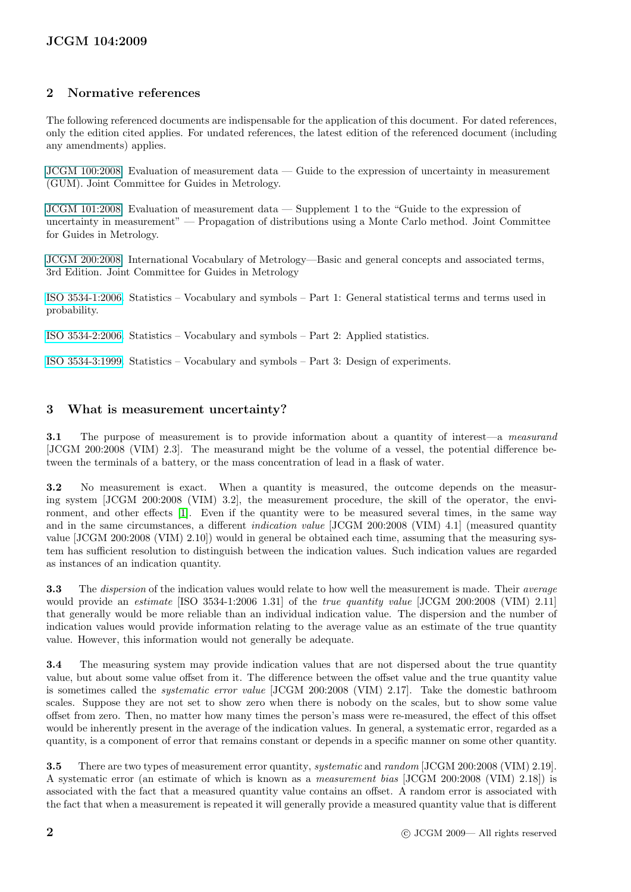## 2 Normative references

The following referenced documents are indispensable for the application of this document. For dated references, only the edition cited applies. For undated references, the latest edition of the referenced document (including any amendments) applies.

JCGM 100:2008 Evaluation of measurement data — Guide to the expression of uncertainty in measurement (GUM). Joint Committee for Guides in Metrology.

JCGM 101:2008 Evaluation of measurement data — Supplement 1 to the "Guide to the expression of uncertainty in measurement" — Propagation of distributions using a Monte Carlo method. Joint Committee for Guides in Metrology.

JCGM 200:2008 International Vocabulary of Metrology—Basic and general concepts and associated terms, 3rd Edition. Joint Committee for Guides in Metrology

ISO 3534-1:2006 Statistics – Vocabulary and symbols – Part 1: General statistical terms and terms used in probability.

ISO 3534-2:2006 Statistics – Vocabulary and symbols – Part 2: Applied statistics.

ISO 3534-3:1999 Statistics – Vocabulary and symbols – Part 3: Design of experiments.

## 3 What is measurement uncertainty?

**3.1** The purpose of measurement is to provide information about a quantity of interest—a *measurand* [JCGM 200:2008 (VIM) 2.3]. The measurand might be the volume of a vessel, the potential difference between the terminals of a battery, or the mass concentration of lead in a flask of water.

**3.2** No measurement is exact. When a quantity is measured, the outcome depends on the measuring system [JCGM 200:2008 (VIM) 3.2], the measurement procedure, the skill of the operator, the environment, and other effects [1]. Even if the quantity were to be measured several times, in the same way and in the same circumstances, a different *indication value* [JCGM 200:2008 (VIM) 4.1] (measured quantity value [JCGM 200:2008 (VIM) 2.10]) would in general be obtained each time, assuming that the measuring system has sufficient resolution to distinguish between the indication values. Such indication values are regarded as instances of an indication quantity.

**3.3** The *dispersion* of the indication values would relate to how well the measurement is made. Their *average* would provide an *estimate* [ISO 3534-1:2006 1.31] of the *true quantity value* [JCGM 200:2008 (VIM) 2.11] that generally would be more reliable than an individual indication value. The dispersion and the number of indication values would provide information relating to the average value as an estimate of the true quantity value. However, this information would not generally be adequate.

**3.4** The measuring system may provide indication values that are not dispersed about the true quantity value, but about some value offset from it. The difference between the offset value and the true quantity value is sometimes called the *systematic error value* [JCGM 200:2008 (VIM) 2.17]. Take the domestic bathroom scales. Suppose they are not set to show zero when there is nobody on the scales, but to show some value offset from zero. Then, no matter how many times the person's mass were re-measured, the effect of this offset would be inherently present in the average of the indication values. In general, a systematic error, regarded as a quantity, is a component of error that remains constant or depends in a specific manner on some other quantity.

**3.5** There are two types of measurement error quantity, *systematic* and *random* [JCGM 200:2008 (VIM) 2.19]. A systematic error (an estimate of which is known as a *measurement bias* [JCGM 200:2008 (VIM) 2.18]) is associated with the fact that a measured quantity value contains an offset. A random error is associated with the fact that when a measurement is repeated it will generally provide a measured quantity value that is different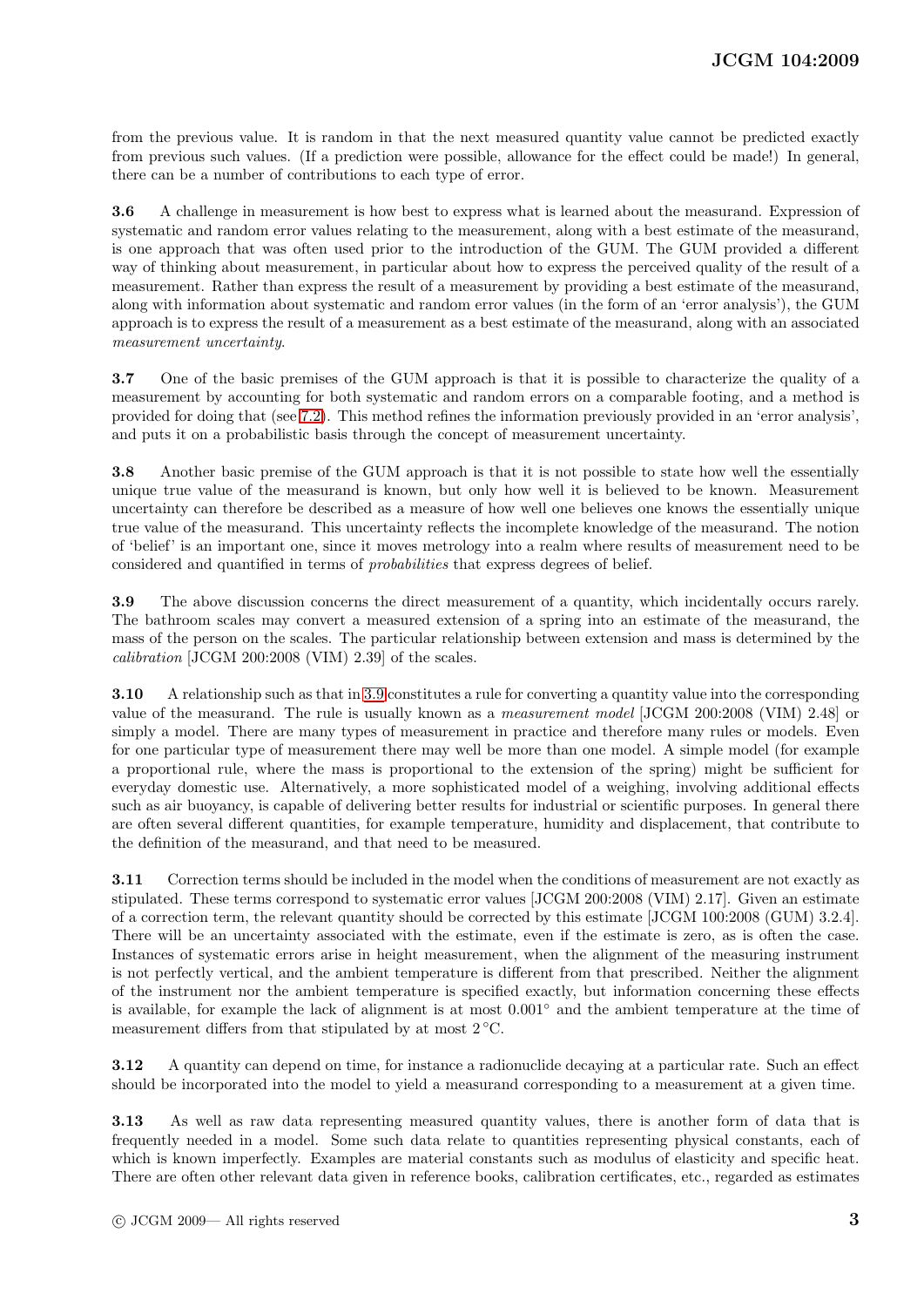from the previous value. It is random in that the next measured quantity value cannot be predicted exactly from previous such values. (If a prediction were possible, allowance for the effect could be made!) In general, there can be a number of contributions to each type of error.

**3.6** A challenge in measurement is how best to express what is learned about the measurand. Expression of systematic and random error values relating to the measurement, along with a best estimate of the measurand, is one approach that was often used prior to the introduction of the GUM. The GUM provided a different way of thinking about measurement, in particular about how to express the perceived quality of the result of a measurement. Rather than express the result of a measurement by providing a best estimate of the measurand, along with information about systematic and random error values (in the form of an 'error analysis'), the GUM approach is to express the result of a measurement as a best estimate of the measurand, along with an associated *measurement uncertainty*.

**3.7** One of the basic premises of the GUM approach is that it is possible to characterize the quality of a measurement by accounting for both systematic and random errors on a comparable footing, and a method is provided for doing that (see 7.2). This method refines the information previously provided in an 'error analysis', and puts it on a probabilistic basis through the concept of measurement uncertainty.

**3.8** Another basic premise of the GUM approach is that it is not possible to state how well the essentially unique true value of the measurand is known, but only how well it is believed to be known. Measurement uncertainty can therefore be described as a measure of how well one believes one knows the essentially unique true value of the measurand. This uncertainty reflects the incomplete knowledge of the measurand. The notion of 'belief' is an important one, since it moves metrology into a realm where results of measurement need to be considered and quantified in terms of *probabilities* that express degrees of belief.

**3.9** The above discussion concerns the direct measurement of a quantity, which incidentally occurs rarely. The bathroom scales may convert a measured extension of a spring into an estimate of the measurand, the mass of the person on the scales. The particular relationship between extension and mass is determined by the *calibration* [JCGM 200:2008 (VIM) 2.39] of the scales.

**3.10** A relationship such as that in 3.9 constitutes a rule for converting a quantity value into the corresponding value of the measurand. The rule is usually known as a *measurement model* [JCGM 200:2008 (VIM) 2.48] or simply a model. There are many types of measurement in practice and therefore many rules or models. Even for one particular type of measurement there may well be more than one model. A simple model (for example a proportional rule, where the mass is proportional to the extension of the spring) might be sufficient for everyday domestic use. Alternatively, a more sophisticated model of a weighing, involving additional effects such as air buoyancy, is capable of delivering better results for industrial or scientific purposes. In general there are often several different quantities, for example temperature, humidity and displacement, that contribute to the definition of the measurand, and that need to be measured.

**3.11** Correction terms should be included in the model when the conditions of measurement are not exactly as stipulated. These terms correspond to systematic error values [JCGM 200:2008 (VIM) 2.17]. Given an estimate of a correction term, the relevant quantity should be corrected by this estimate [JCGM 100:2008 (GUM) 3.2.4]. There will be an uncertainty associated with the estimate, even if the estimate is zero, as is often the case. Instances of systematic errors arise in height measurement, when the alignment of the measuring instrument is not perfectly vertical, and the ambient temperature is different from that prescribed. Neither the alignment of the instrument nor the ambient temperature is specified exactly, but information concerning these effects is available, for example the lack of alignment is at most $0.001^\circ$ and the ambient temperature at the time of measurement differs from that stipulated by at most $2\,^\circ\mathrm{C}$.

**3.12** A quantity can depend on time, for instance a radionuclide decaying at a particular rate. Such an effect should be incorporated into the model to yield a measurand corresponding to a measurement at a given time.

**3.13** As well as raw data representing measured quantity values, there is another form of data that is frequently needed in a model. Some such data relate to quantities representing physical constants, each of which is known imperfectly. Examples are material constants such as modulus of elasticity and specific heat. There are often other relevant data given in reference books, calibration certificates, etc., regarded as estimates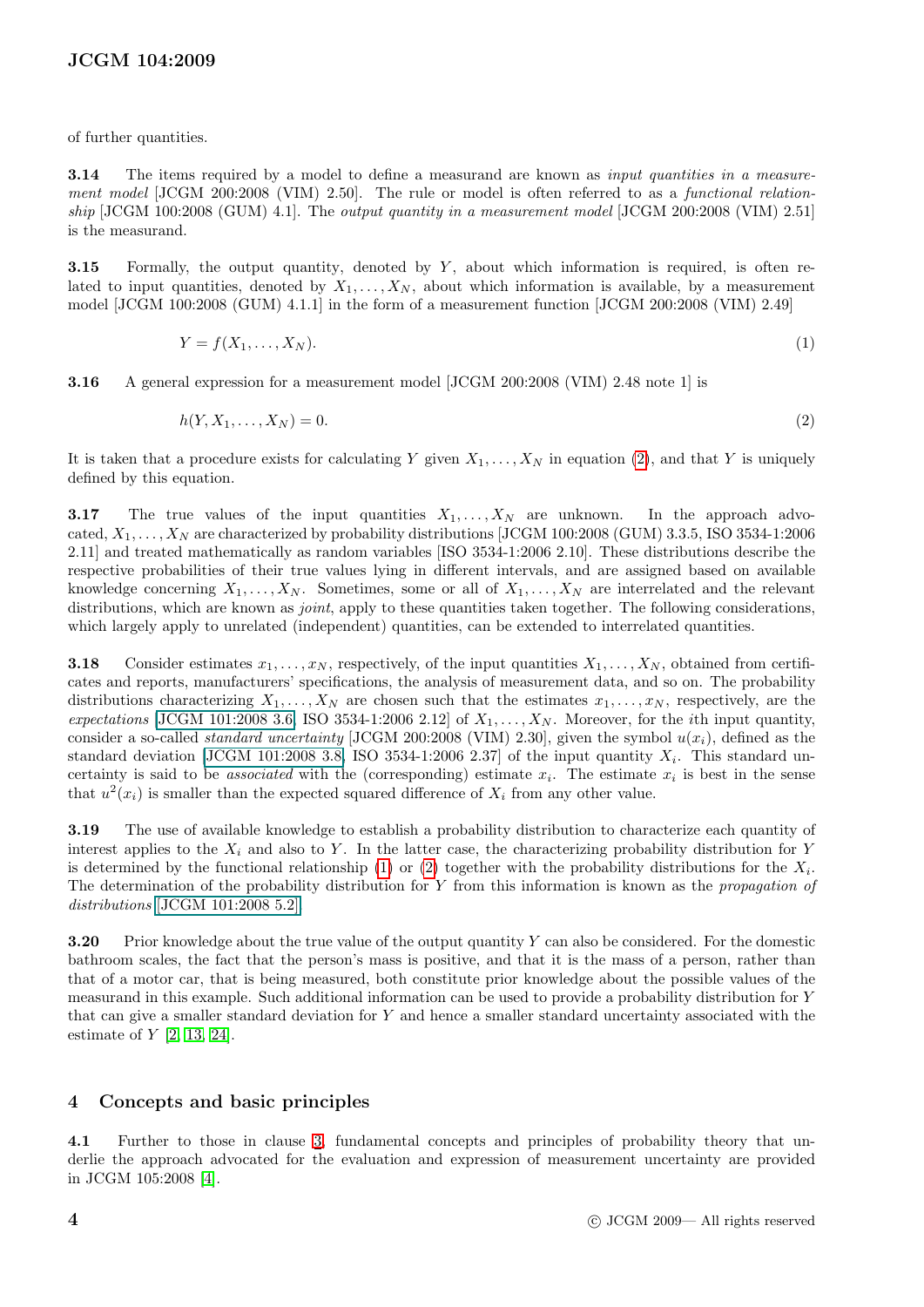of further quantities.

**3.14** The items required by a model to define a measurand are known as *input quantities in a measurement model* [JCGM 200:2008 (VIM) 2.50]. The rule or model is often referred to as a *functional relationship* [JCGM 100:2008 (GUM) 4.1]. The *output quantity in a measurement model* [JCGM 200:2008 (VIM) 2.51] is the measurand.

**3.15** Formally, the output quantity, denoted by $Y$, about which information is required, is often related to input quantities, denoted by $X_1, \ldots, X_N$, about which information is available, by a measurement model [JCGM 100:2008 (GUM) 4.1.1] in the form of a measurement function [JCGM 200:2008 (VIM) 2.49]

$$Y = f(X_1, \ldots, X_N). \tag{1}$$

**3.16** A general expression for a measurement model [JCGM 200:2008 (VIM) 2.48 note 1] is

$$h(Y, X_1, \ldots, X_N) = 0. \tag{2}$$

It is taken that a procedure exists for calculating $Y$ given $X_1, \ldots, X_N$ in equation (2), and that $Y$ is uniquely defined by this equation.

**3.17** The true values of the input quantities $X_1, \ldots, X_N$ are unknown. In the approach advocated, $X_1, \ldots, X_N$ are characterized by probability distributions [JCGM 100:2008 (GUM) 3.3.5, ISO 3534-1:2006 2.11] and treated mathematically as random variables [ISO 3534-1:2006 2.10]. These distributions describe the respective probabilities of their true values lying in different intervals, and are assigned based on available knowledge concerning $X_1, \ldots, X_N$. Sometimes, some or all of $X_1, \ldots, X_N$ are interrelated and the relevant distributions, which are known as *joint*, apply to these quantities taken together. The following considerations, which largely apply to unrelated (independent) quantities, can be extended to interrelated quantities.

**3.18** Consider estimates $x_1, \ldots, x_N$, respectively, of the input quantities $X_1, \ldots, X_N$, obtained from certificates and reports, manufacturers' specifications, the analysis of measurement data, and so on. The probability distributions characterizing $X_1, \ldots, X_N$ are chosen such that the estimates $x_1, \ldots, x_N$, respectively, are the *expectations* [JCGM 101:2008 3.6, ISO 3534-1:2006 2.12] of $X_1, \ldots, X_N$. Moreover, for the $i$th input quantity, consider a so-called *standard uncertainty* [JCGM 200:2008 (VIM) 2.30], given the symbol $u(x_i)$, defined as the standard deviation [JCGM 101:2008 3.8, ISO 3534-1:2006 2.37] of the input quantity $X_i$. This standard uncertainty is said to be *associated* with the (corresponding) estimate $x_i$. The estimate $x_i$ is best in the sense that $u^2(x_i)$ is smaller than the expected squared difference of $X_i$ from any other value.

**3.19** The use of available knowledge to establish a probability distribution to characterize each quantity of interest applies to the $X_i$ and also to $Y$. In the latter case, the characterizing probability distribution for $Y$ is determined by the functional relationship (1) or (2) together with the probability distributions for the $X_i$. The determination of the probability distribution for $Y$ from this information is known as the *propagation of distributions* [JCGM 101:2008 5.2].

**3.20** Prior knowledge about the true value of the output quantity $Y$ can also be considered. For the domestic bathroom scales, the fact that the person's mass is positive, and that it is the mass of a person, rather than that of a motor car, that is being measured, both constitute prior knowledge about the possible values of the measurand in this example. Such additional information can be used to provide a probability distribution for $Y$ that can give a smaller standard deviation for $Y$ and hence a smaller standard uncertainty associated with the estimate of $Y$ [2, 13, 24].

## 4 Concepts and basic principles

**4.1** Further to those in clause 3, fundamental concepts and principles of probability theory that underlie the approach advocated for the evaluation and expression of measurement uncertainty are provided in JCGM 105:2008 [4].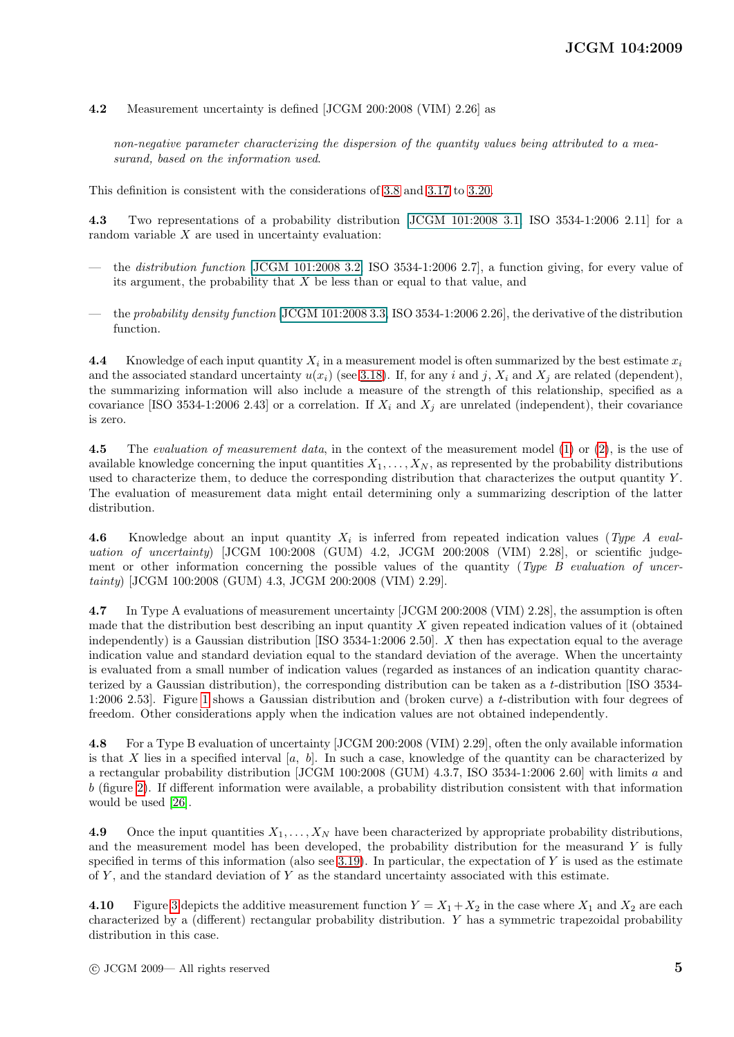**4.2** Measurement uncertainty is defined [JCGM 200:2008 (VIM) 2.26] as

> *non-negative parameter characterizing the dispersion of the quantity values being attributed to a measurand, based on the information used.*

This definition is consistent with the considerations of 3.8 and 3.17 to 3.20.

**4.3** Two representations of a probability distribution [JCGM 101:2008 3.1, ISO 3534-1:2006 2.11] for a random variable $X$ are used in uncertainty evaluation:

— the *distribution function* [JCGM 101:2008 3.2, ISO 3534-1:2006 2.7], a function giving, for every value of its argument, the probability that $X$ be less than or equal to that value, and

— the *probability density function* [JCGM 101:2008 3.3, ISO 3534-1:2006 2.26], the derivative of the distribution function.

**4.4** Knowledge of each input quantity $X_i$ in a measurement model is often summarized by the best estimate $x_i$ and the associated standard uncertainty $u(x_i)$ (see 3.18). If, for any $i$ and $j$, $X_i$ and $X_j$ are related (dependent), the summarizing information will also include a measure of the strength of this relationship, specified as a covariance [ISO 3534-1:2006 2.43] or a correlation. If $X_i$ and $X_j$ are unrelated (independent), their covariance is zero.

**4.5** The *evaluation of measurement data*, in the context of the measurement model (1) or (2), is the use of available knowledge concerning the input quantities $X_1, \ldots, X_N$, as represented by the probability distributions used to characterize them, to deduce the corresponding distribution that characterizes the output quantity $Y$. The evaluation of measurement data might entail determining only a summarizing description of the latter distribution.

**4.6** Knowledge about an input quantity $X_i$ is inferred from repeated indication values (*Type A evaluation of uncertainty*) [JCGM 100:2008 (GUM) 4.2, JCGM 200:2008 (VIM) 2.28], or scientific judgement or other information concerning the possible values of the quantity (*Type B evaluation of uncertainty*) [JCGM 100:2008 (GUM) 4.3, JCGM 200:2008 (VIM) 2.29].

**4.7** In Type A evaluations of measurement uncertainty [JCGM 200:2008 (VIM) 2.28], the assumption is often made that the distribution best describing an input quantity $X$ given repeated indication values of it (obtained independently) is a Gaussian distribution [ISO 3534-1:2006 2.50]. $X$ then has expectation equal to the average indication value and standard deviation equal to the standard deviation of the average. When the uncertainty is evaluated from a small number of indication values (regarded as instances of an indication quantity characterized by a Gaussian distribution), the corresponding distribution can be taken as a $t$-distribution [ISO 3534-1:2006 2.53]. Figure 1 shows a Gaussian distribution and (broken curve) a $t$-distribution with four degrees of freedom. Other considerations apply when the indication values are not obtained independently.

**4.8** For a Type B evaluation of uncertainty [JCGM 200:2008 (VIM) 2.29], often the only available information is that $X$ lies in a specified interval $[a,\ b]$. In such a case, knowledge of the quantity can be characterized by a rectangular probability distribution [JCGM 100:2008 (GUM) 4.3.7, ISO 3534-1:2006 2.60] with limits $a$ and $b$ (figure 2). If different information were available, a probability distribution consistent with that information would be used [26].

**4.9** Once the input quantities $X_1, \ldots, X_N$ have been characterized by appropriate probability distributions, and the measurement model has been developed, the probability distribution for the measurand $Y$ is fully specified in terms of this information (also see 3.19). In particular, the expectation of $Y$ is used as the estimate of $Y$, and the standard deviation of $Y$ as the standard uncertainty associated with this estimate.

**4.10** Figure 3 depicts the additive measurement function $Y = X_1 + X_2$ in the case where $X_1$ and $X_2$ are each characterized by a (different) rectangular probability distribution. $Y$ has a symmetric trapezoidal probability distribution in this case.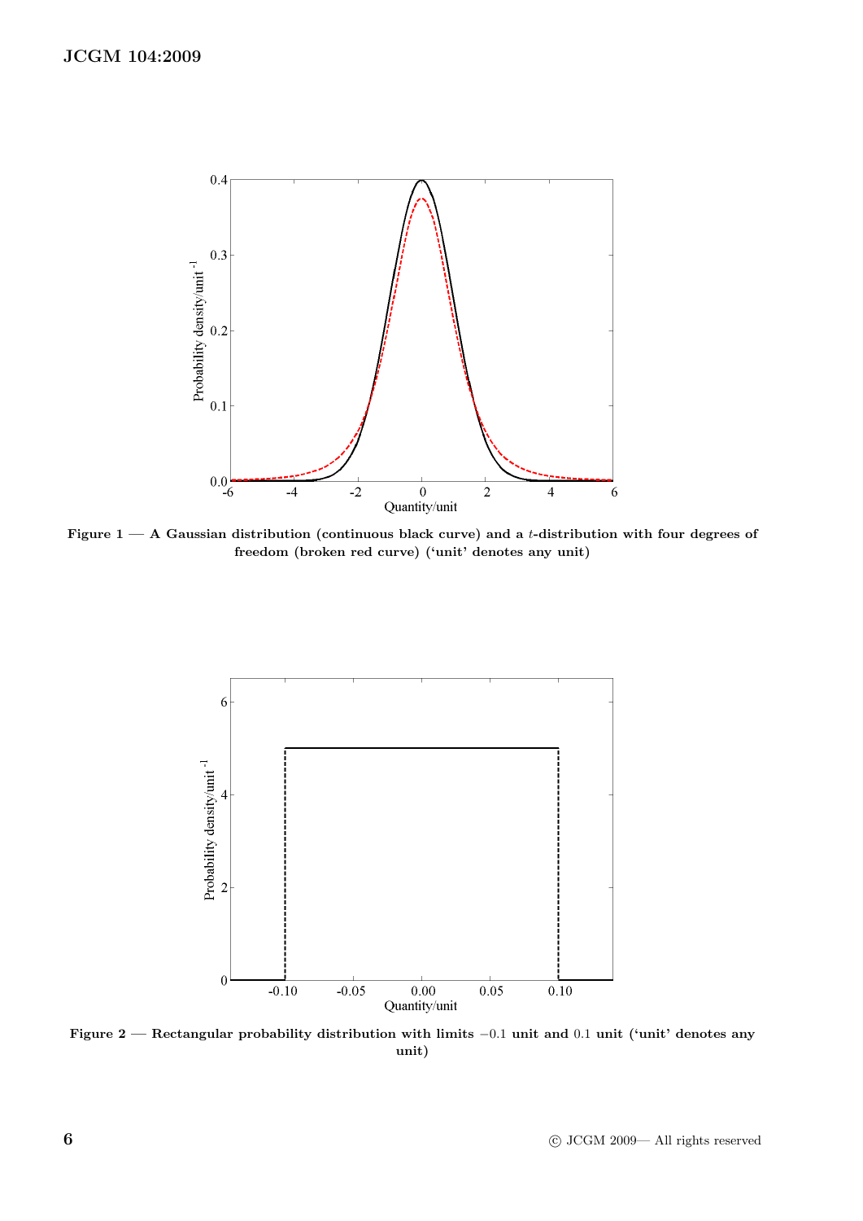**Figure 1 — A Gaussian distribution (continuous black curve) and a *t*-distribution with four degrees of freedom (broken red curve) ('unit' denotes any unit)**

**Figure 2 — Rectangular probability distribution with limits $-0.1$ unit and $0.1$ unit ('unit' denotes any unit)**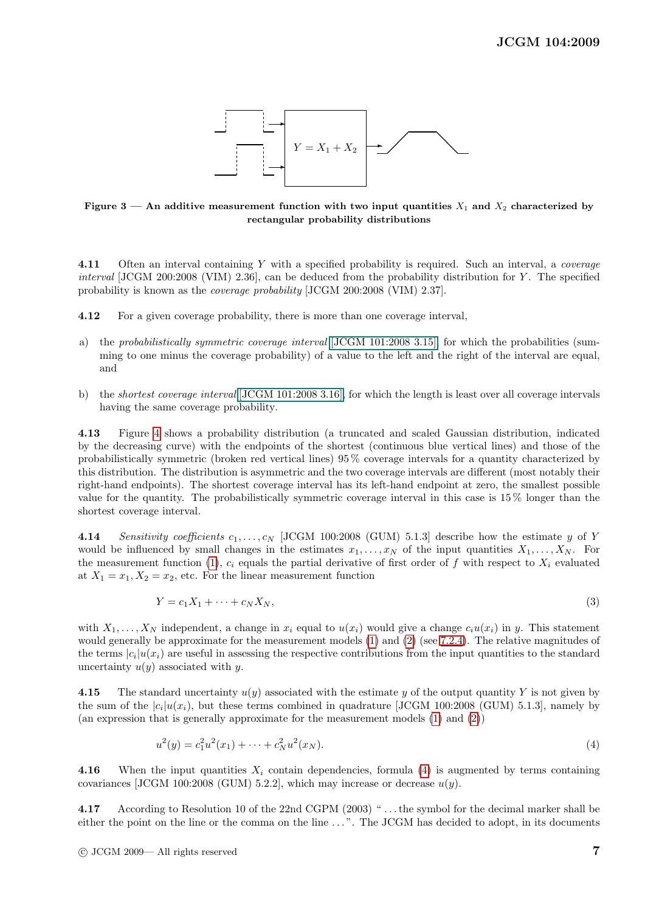**Figure 3 — An additive measurement function with two input quantities $X_1$ and $X_2$ characterized by rectangular probability distributions**

**4.11** Often an interval containing $Y$ with a specified probability is required. Such an interval, a *coverage interval* [JCGM 200:2008 (VIM) 2.36], can be deduced from the probability distribution for $Y$. The specified probability is known as the *coverage probability* [JCGM 200:2008 (VIM) 2.37].

**4.12** For a given coverage probability, there is more than one coverage interval,

a) the *probabilistically symmetric coverage interval* [JCGM 101:2008 3.15], for which the probabilities (summing to one minus the coverage probability) of a value to the left and the right of the interval are equal, and

b) the *shortest coverage interval* [JCGM 101:2008 3.16], for which the length is least over all coverage intervals having the same coverage probability.

**4.13** Figure 4 shows a probability distribution (a truncated and scaled Gaussian distribution, indicated by the decreasing curve) with the endpoints of the shortest (continuous blue vertical lines) and those of the probabilistically symmetric (broken red vertical lines) 95 % coverage intervals for a quantity characterized by this distribution. The distribution is asymmetric and the two coverage intervals are different (most notably their right-hand endpoints). The shortest coverage interval has its left-hand endpoint at zero, the smallest possible value for the quantity. The probabilistically symmetric coverage interval in this case is 15 % longer than the shortest coverage interval.

**4.14** *Sensitivity coefficients* $c_1, \ldots, c_N$ [JCGM 100:2008 (GUM) 5.1.3] describe how the estimate $y$ of $Y$ would be influenced by small changes in the estimates $x_1, \ldots, x_N$ of the input quantities $X_1, \ldots, X_N$. For the measurement function (1), $c_i$ equals the partial derivative of first order of $f$ with respect to $X_i$ evaluated at $X_1 = x_1, X_2 = x_2$, etc. For the linear measurement function

$$Y = c_1 X_1 + \cdots + c_N X_N, \tag{3}$$

with $X_1, \ldots, X_N$ independent, a change in $x_i$ equal to $u(x_i)$ would give a change $c_i u(x_i)$ in $y$. This statement would generally be approximate for the measurement models (1) and (2) (see 7.2.4). The relative magnitudes of the terms $|c_i|u(x_i)$ are useful in assessing the respective contributions from the input quantities to the standard uncertainty $u(y)$ associated with $y$.

**4.15** The standard uncertainty $u(y)$ associated with the estimate $y$ of the output quantity $Y$ is not given by the sum of the $|c_i|u(x_i)$, but these terms combined in quadrature [JCGM 100:2008 (GUM) 5.1.3], namely by (an expression that is generally approximate for the measurement models (1) and (2))

$$u^2(y) = c_1^2 u^2(x_1) + \cdots + c_N^2 u^2(x_N). \tag{4}$$

**4.16** When the input quantities $X_i$ contain dependencies, formula (4) is augmented by terms containing covariances [JCGM 100:2008 (GUM) 5.2.2], which may increase or decrease $u(y)$.

**4.17** According to Resolution 10 of the 22nd CGPM (2003) " . . . the symbol for the decimal marker shall be either the point on the line or the comma on the line . . . ". The JCGM has decided to adopt, in its documents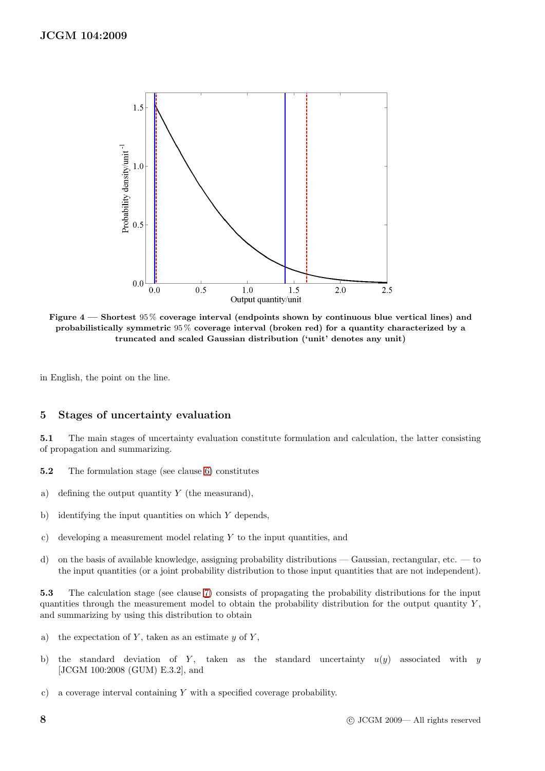**Figure 4 — Shortest 95 % coverage interval (endpoints shown by continuous blue vertical lines) and probabilistically symmetric 95 % coverage interval (broken red) for a quantity characterized by a truncated and scaled Gaussian distribution ('unit' denotes any unit)**

in English, the point on the line.

## 5 Stages of uncertainty evaluation

**5.1** The main stages of uncertainty evaluation constitute formulation and calculation, the latter consisting of propagation and summarizing.

**5.2** The formulation stage (see clause 6) constitutes

a) defining the output quantity $Y$ (the measurand),

b) identifying the input quantities on which $Y$ depends,

c) developing a measurement model relating $Y$ to the input quantities, and

d) on the basis of available knowledge, assigning probability distributions — Gaussian, rectangular, etc. — to the input quantities (or a joint probability distribution to those input quantities that are not independent).

**5.3** The calculation stage (see clause 7) consists of propagating the probability distributions for the input quantities through the measurement model to obtain the probability distribution for the output quantity $Y$, and summarizing by using this distribution to obtain

a) the expectation of $Y$, taken as an estimate $y$ of $Y$,

b) the standard deviation of $Y$, taken as the standard uncertainty $u(y)$ associated with $y$ [JCGM 100:2008 (GUM) E.3.2], and

c) a coverage interval containing $Y$ with a specified coverage probability.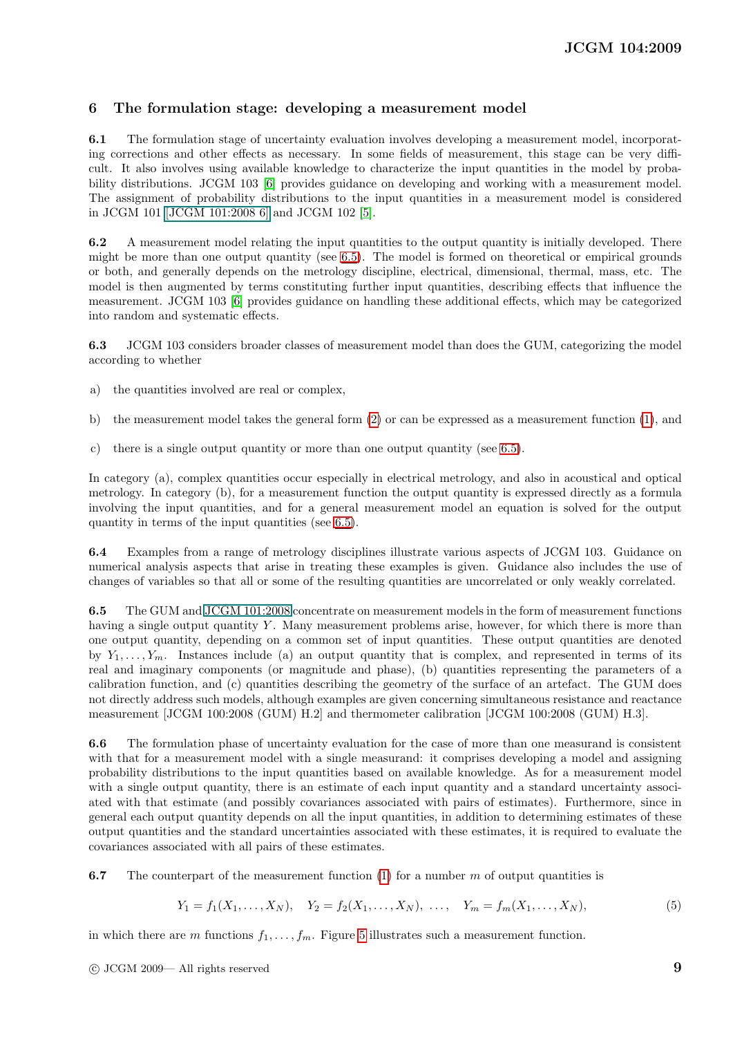## 6 The formulation stage: developing a measurement model

**6.1** The formulation stage of uncertainty evaluation involves developing a measurement model, incorporating corrections and other effects as necessary. In some fields of measurement, this stage can be very difficult. It also involves using available knowledge to characterize the input quantities in the model by probability distributions. JCGM 103 [6] provides guidance on developing and working with a measurement model. The assignment of probability distributions to the input quantities in a measurement model is considered in JCGM 101 [JCGM 101:2008 6] and JCGM 102 [5].

**6.2** A measurement model relating the input quantities to the output quantity is initially developed. There might be more than one output quantity (see 6.5). The model is formed on theoretical or empirical grounds or both, and generally depends on the metrology discipline, electrical, dimensional, thermal, mass, etc. The model is then augmented by terms constituting further input quantities, describing effects that influence the measurement. JCGM 103 [6] provides guidance on handling these additional effects, which may be categorized into random and systematic effects.

**6.3** JCGM 103 considers broader classes of measurement model than does the GUM, categorizing the model according to whether

a) the quantities involved are real or complex,

b) the measurement model takes the general form (2) or can be expressed as a measurement function (1), and

c) there is a single output quantity or more than one output quantity (see 6.5).

In category (a), complex quantities occur especially in electrical metrology, and also in acoustical and optical metrology. In category (b), for a measurement function the output quantity is expressed directly as a formula involving the input quantities, and for a general measurement model an equation is solved for the output quantity in terms of the input quantities (see 6.5).

**6.4** Examples from a range of metrology disciplines illustrate various aspects of JCGM 103. Guidance on numerical analysis aspects that arise in treating these examples is given. Guidance also includes the use of changes of variables so that all or some of the resulting quantities are uncorrelated or only weakly correlated.

**6.5** The GUM and JCGM 101:2008 concentrate on measurement models in the form of measurement functions having a single output quantity $Y$. Many measurement problems arise, however, for which there is more than one output quantity, depending on a common set of input quantities. These output quantities are denoted by $Y_1, \ldots, Y_m$. Instances include (a) an output quantity that is complex, and represented in terms of its real and imaginary components (or magnitude and phase), (b) quantities representing the parameters of a calibration function, and (c) quantities describing the geometry of the surface of an artefact. The GUM does not directly address such models, although examples are given concerning simultaneous resistance and reactance measurement [JCGM 100:2008 (GUM) H.2] and thermometer calibration [JCGM 100:2008 (GUM) H.3].

**6.6** The formulation phase of uncertainty evaluation for the case of more than one measurand is consistent with that for a measurement model with a single measurand: it comprises developing a model and assigning probability distributions to the input quantities based on available knowledge. As for a measurement model with a single output quantity, there is an estimate of each input quantity and a standard uncertainty associated with that estimate (and possibly covariances associated with pairs of estimates). Furthermore, since in general each output quantity depends on all the input quantities, in addition to determining estimates of these output quantities and the standard uncertainties associated with these estimates, it is required to evaluate the covariances associated with all pairs of these estimates.

**6.7** The counterpart of the measurement function (1) for a number $m$ of output quantities is

$$Y_1 = f_1(X_1, \ldots, X_N), \quad Y_2 = f_2(X_1, \ldots, X_N), \; \ldots, \quad Y_m = f_m(X_1, \ldots, X_N), \tag{5}$$

in which there are $m$ functions $f_1, \ldots, f_m$. Figure 5 illustrates such a measurement function.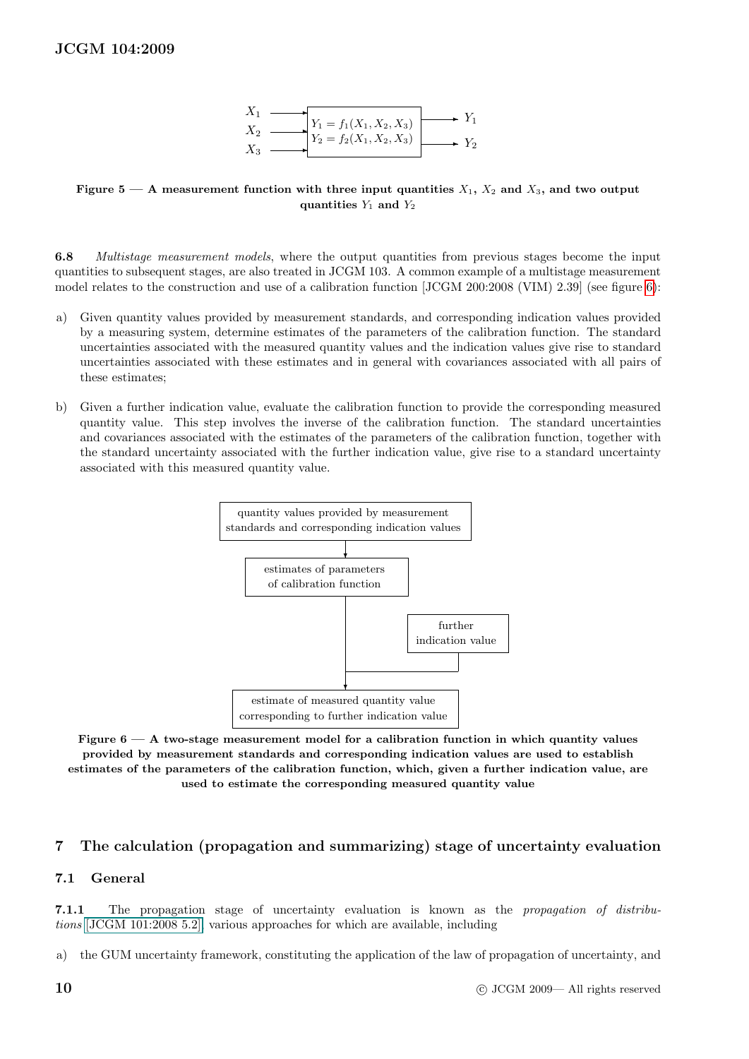Figure 5 — A measurement function with three input quantities $X_1$, $X_2$ and $X_3$, and two output quantities $Y_1$ and $Y_2$

**6.8** *Multistage measurement models*, where the output quantities from previous stages become the input quantities to subsequent stages, are also treated in JCGM 103. A common example of a multistage measurement model relates to the construction and use of a calibration function [JCGM 200:2008 (VIM) 2.39] (see figure 6):

a) Given quantity values provided by measurement standards, and corresponding indication values provided by a measuring system, determine estimates of the parameters of the calibration function. The standard uncertainties associated with the measured quantity values and the indication values give rise to standard uncertainties associated with these estimates and in general with covariances associated with all pairs of these estimates;

b) Given a further indication value, evaluate the calibration function to provide the corresponding measured quantity value. This step involves the inverse of the calibration function. The standard uncertainties and covariances associated with the estimates of the parameters of the calibration function, together with the standard uncertainty associated with the further indication value, give rise to a standard uncertainty associated with this measured quantity value.

Figure 6 — A two-stage measurement model for a calibration function in which quantity values provided by measurement standards and corresponding indication values are used to establish estimates of the parameters of the calibration function, which, given a further indication value, are used to estimate the corresponding measured quantity value

## 7 The calculation (propagation and summarizing) stage of uncertainty evaluation

### 7.1 General

**7.1.1** The propagation stage of uncertainty evaluation is known as the *propagation of distributions* [JCGM 101:2008 5.2], various approaches for which are available, including

a) the GUM uncertainty framework, constituting the application of the law of propagation of uncertainty, and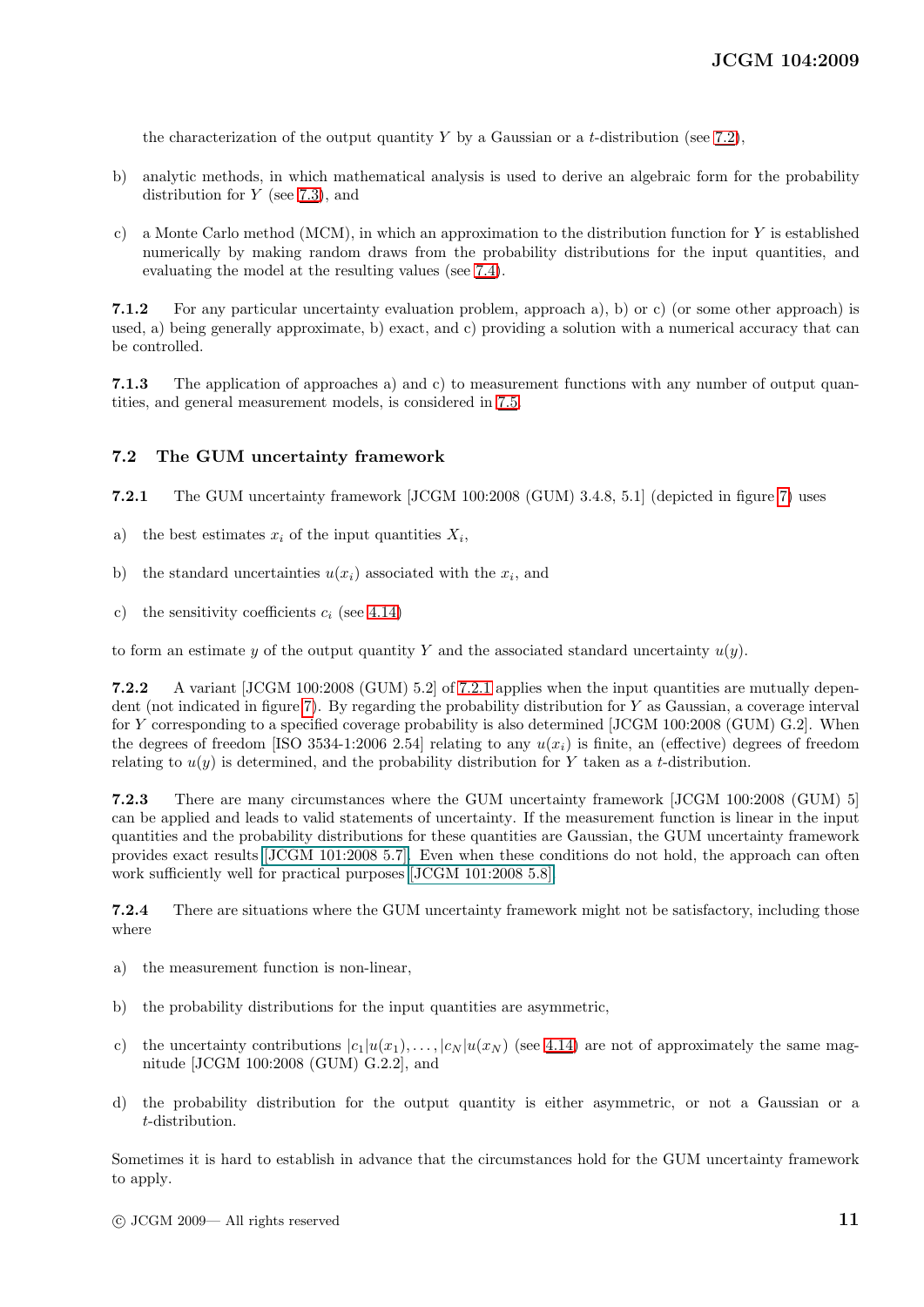the characterization of the output quantity $Y$ by a Gaussian or a $t$-distribution (see 7.2),

b) analytic methods, in which mathematical analysis is used to derive an algebraic form for the probability distribution for $Y$ (see 7.3), and

c) a Monte Carlo method (MCM), in which an approximation to the distribution function for $Y$ is established numerically by making random draws from the probability distributions for the input quantities, and evaluating the model at the resulting values (see 7.4).

**7.1.2** For any particular uncertainty evaluation problem, approach a), b) or c) (or some other approach) is used, a) being generally approximate, b) exact, and c) providing a solution with a numerical accuracy that can be controlled.

**7.1.3** The application of approaches a) and c) to measurement functions with any number of output quantities, and general measurement models, is considered in 7.5.

### 7.2 The GUM uncertainty framework

**7.2.1** The GUM uncertainty framework [JCGM 100:2008 (GUM) 3.4.8, 5.1] (depicted in figure 7) uses

a) the best estimates $x_i$ of the input quantities $X_i$,

b) the standard uncertainties $u(x_i)$ associated with the $x_i$, and

c) the sensitivity coefficients $c_i$ (see 4.14)

to form an estimate $y$ of the output quantity $Y$ and the associated standard uncertainty $u(y)$.

**7.2.2** A variant [JCGM 100:2008 (GUM) 5.2] of 7.2.1 applies when the input quantities are mutually dependent (not indicated in figure 7). By regarding the probability distribution for $Y$ as Gaussian, a coverage interval for $Y$ corresponding to a specified coverage probability is also determined [JCGM 100:2008 (GUM) G.2]. When the degrees of freedom [ISO 3534-1:2006 2.54] relating to any $u(x_i)$ is finite, an (effective) degrees of freedom relating to $u(y)$ is determined, and the probability distribution for $Y$ taken as a $t$-distribution.

**7.2.3** There are many circumstances where the GUM uncertainty framework [JCGM 100:2008 (GUM) 5] can be applied and leads to valid statements of uncertainty. If the measurement function is linear in the input quantities and the probability distributions for these quantities are Gaussian, the GUM uncertainty framework provides exact results [JCGM 101:2008 5.7]. Even when these conditions do not hold, the approach can often work sufficiently well for practical purposes [JCGM 101:2008 5.8].

**7.2.4** There are situations where the GUM uncertainty framework might not be satisfactory, including those where

a) the measurement function is non-linear,

b) the probability distributions for the input quantities are asymmetric,

c) the uncertainty contributions $|c_1|u(x_1), \ldots, |c_N|u(x_N)$ (see 4.14) are not of approximately the same magnitude [JCGM 100:2008 (GUM) G.2.2], and

d) the probability distribution for the output quantity is either asymmetric, or not a Gaussian or a $t$-distribution.

Sometimes it is hard to establish in advance that the circumstances hold for the GUM uncertainty framework to apply.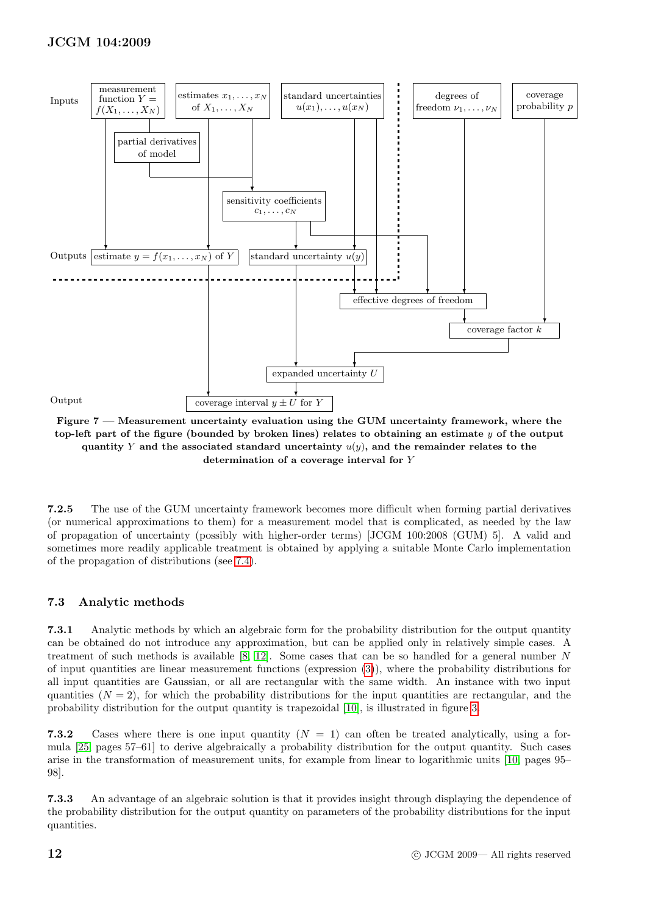Inputs

measurement function $Y = f(X_1, \ldots, X_N)$ | estimates $x_1, \ldots, x_N$ of $X_1, \ldots, X_N$ | standard uncertainties $u(x_1), \ldots, u(x_N)$ | degrees of freedom $\nu_1, \ldots, \nu_N$ | coverage probability $p$

partial derivatives of model

sensitivity coefficients $c_1, \ldots, c_N$

Outputs

estimate $y = f(x_1, \ldots, x_N)$ of $Y$ | standard uncertainty $u(y)$

effective degrees of freedom

coverage factor $k$

expanded uncertainty $U$

Output

coverage interval $y \pm U$ for $Y$

**Figure 7 — Measurement uncertainty evaluation using the GUM uncertainty framework, where the top-left part of the figure (bounded by broken lines) relates to obtaining an estimate $y$ of the output quantity $Y$ and the associated standard uncertainty $u(y)$, and the remainder relates to the determination of a coverage interval for $Y$**

**7.2.5** The use of the GUM uncertainty framework becomes more difficult when forming partial derivatives (or numerical approximations to them) for a measurement model that is complicated, as needed by the law of propagation of uncertainty (possibly with higher-order terms) [JCGM 100:2008 (GUM) 5]. A valid and sometimes more readily applicable treatment is obtained by applying a suitable Monte Carlo implementation of the propagation of distributions (see 7.4).

## 7.3 Analytic methods

**7.3.1** Analytic methods by which an algebraic form for the probability distribution for the output quantity can be obtained do not introduce any approximation, but can be applied only in relatively simple cases. A treatment of such methods is available [8, 12]. Some cases that can be so handled for a general number $N$ of input quantities are linear measurement functions (expression (3)), where the probability distributions for all input quantities are Gaussian, or all are rectangular with the same width. An instance with two input quantities ($N = 2$), for which the probability distributions for the input quantities are rectangular, and the probability distribution for the output quantity is trapezoidal [10], is illustrated in figure 3.

**7.3.2** Cases where there is one input quantity ($N = 1$) can often be treated analytically, using a formula [25, pages 57–61] to derive algebraically a probability distribution for the output quantity. Such cases arise in the transformation of measurement units, for example from linear to logarithmic units [10, pages 95–98].

**7.3.3** An advantage of an algebraic solution is that it provides insight through displaying the dependence of the probability distribution for the output quantity on parameters of the probability distributions for the input quantities.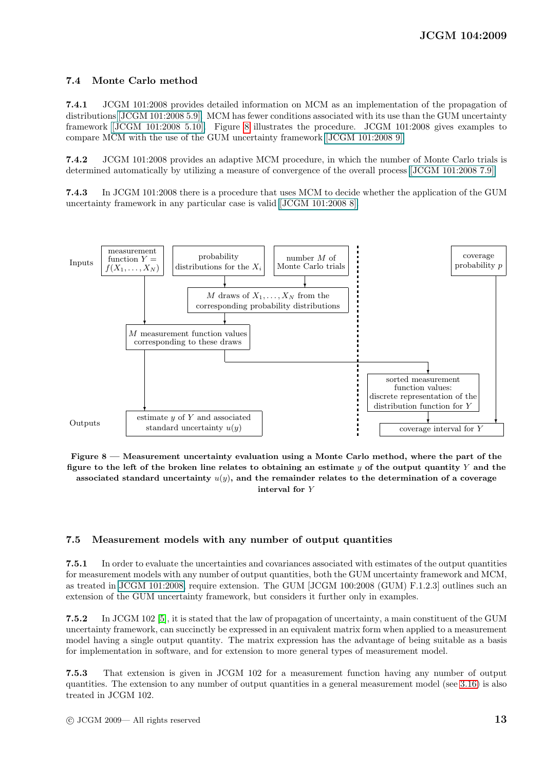## 7.4 Monte Carlo method

**7.4.1** JCGM 101:2008 provides detailed information on MCM as an implementation of the propagation of distributions [JCGM 101:2008 5.9]. MCM has fewer conditions associated with its use than the GUM uncertainty framework [JCGM 101:2008 5.10]. Figure 8 illustrates the procedure. JCGM 101:2008 gives examples to compare MCM with the use of the GUM uncertainty framework [JCGM 101:2008 9].

**7.4.2** JCGM 101:2008 provides an adaptive MCM procedure, in which the number of Monte Carlo trials is determined automatically by utilizing a measure of convergence of the overall process [JCGM 101:2008 7.9].

**7.4.3** In JCGM 101:2008 there is a procedure that uses MCM to decide whether the application of the GUM uncertainty framework in any particular case is valid [JCGM 101:2008 8].

Inputs: measurement function $Y = f(X_1, \ldots, X_N)$ | probability distributions for the $X_i$ | number $M$ of Monte Carlo trials | coverage probability $p$

$M$ draws of $X_1, \ldots, X_N$ from the corresponding probability distributions

$M$ measurement function values corresponding to these draws

sorted measurement function values: discrete representation of the distribution function for $Y$

Outputs: estimate $y$ of $Y$ and associated standard uncertainty $u(y)$ | coverage interval for $Y$

**Figure 8 — Measurement uncertainty evaluation using a Monte Carlo method, where the part of the figure to the left of the broken line relates to obtaining an estimate $y$ of the output quantity $Y$ and the associated standard uncertainty $u(y)$, and the remainder relates to the determination of a coverage interval for $Y$**

## 7.5 Measurement models with any number of output quantities

**7.5.1** In order to evaluate the uncertainties and covariances associated with estimates of the output quantities for measurement models with any number of output quantities, both the GUM uncertainty framework and MCM, as treated in JCGM 101:2008, require extension. The GUM [JCGM 100:2008 (GUM) F.1.2.3] outlines such an extension of the GUM uncertainty framework, but considers it further only in examples.

**7.5.2** In JCGM 102 [5], it is stated that the law of propagation of uncertainty, a main constituent of the GUM uncertainty framework, can succinctly be expressed in an equivalent matrix form when applied to a measurement model having a single output quantity. The matrix expression has the advantage of being suitable as a basis for implementation in software, and for extension to more general types of measurement model.

**7.5.3** That extension is given in JCGM 102 for a measurement function having any number of output quantities. The extension to any number of output quantities in a general measurement model (see 3.16) is also treated in JCGM 102.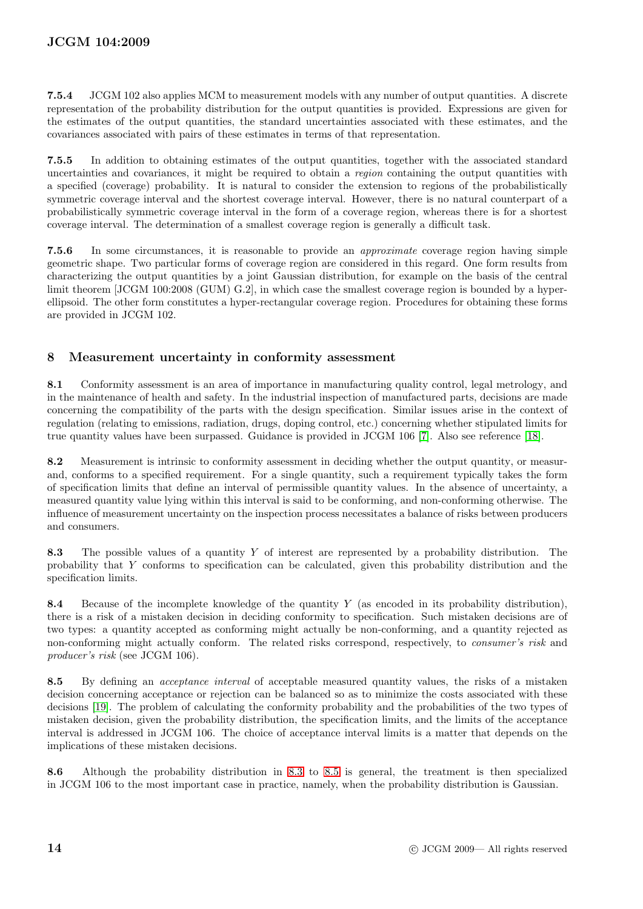**7.5.4** JCGM 102 also applies MCM to measurement models with any number of output quantities. A discrete representation of the probability distribution for the output quantities is provided. Expressions are given for the estimates of the output quantities, the standard uncertainties associated with these estimates, and the covariances associated with pairs of these estimates in terms of that representation.

**7.5.5** In addition to obtaining estimates of the output quantities, together with the associated standard uncertainties and covariances, it might be required to obtain a *region* containing the output quantities with a specified (coverage) probability. It is natural to consider the extension to regions of the probabilistically symmetric coverage interval and the shortest coverage interval. However, there is no natural counterpart of a probabilistically symmetric coverage interval in the form of a coverage region, whereas there is for a shortest coverage interval. The determination of a smallest coverage region is generally a difficult task.

**7.5.6** In some circumstances, it is reasonable to provide an *approximate* coverage region having simple geometric shape. Two particular forms of coverage region are considered in this regard. One form results from characterizing the output quantities by a joint Gaussian distribution, for example on the basis of the central limit theorem [JCGM 100:2008 (GUM) G.2], in which case the smallest coverage region is bounded by a hyper-ellipsoid. The other form constitutes a hyper-rectangular coverage region. Procedures for obtaining these forms are provided in JCGM 102.

## 8 Measurement uncertainty in conformity assessment

**8.1** Conformity assessment is an area of importance in manufacturing quality control, legal metrology, and in the maintenance of health and safety. In the industrial inspection of manufactured parts, decisions are made concerning the compatibility of the parts with the design specification. Similar issues arise in the context of regulation (relating to emissions, radiation, drugs, doping control, etc.) concerning whether stipulated limits for true quantity values have been surpassed. Guidance is provided in JCGM 106 [7]. Also see reference [18].

**8.2** Measurement is intrinsic to conformity assessment in deciding whether the output quantity, or measurand, conforms to a specified requirement. For a single quantity, such a requirement typically takes the form of specification limits that define an interval of permissible quantity values. In the absence of uncertainty, a measured quantity value lying within this interval is said to be conforming, and non-conforming otherwise. The influence of measurement uncertainty on the inspection process necessitates a balance of risks between producers and consumers.

**8.3** The possible values of a quantity $Y$ of interest are represented by a probability distribution. The probability that $Y$ conforms to specification can be calculated, given this probability distribution and the specification limits.

**8.4** Because of the incomplete knowledge of the quantity $Y$ (as encoded in its probability distribution), there is a risk of a mistaken decision in deciding conformity to specification. Such mistaken decisions are of two types: a quantity accepted as conforming might actually be non-conforming, and a quantity rejected as non-conforming might actually conform. The related risks correspond, respectively, to *consumer's risk* and *producer's risk* (see JCGM 106).

**8.5** By defining an *acceptance interval* of acceptable measured quantity values, the risks of a mistaken decision concerning acceptance or rejection can be balanced so as to minimize the costs associated with these decisions [19]. The problem of calculating the conformity probability and the probabilities of the two types of mistaken decision, given the probability distribution, the specification limits, and the limits of the acceptance interval is addressed in JCGM 106. The choice of acceptance interval limits is a matter that depends on the implications of these mistaken decisions.

**8.6** Although the probability distribution in 8.3 to 8.5 is general, the treatment is then specialized in JCGM 106 to the most important case in practice, namely, when the probability distribution is Gaussian.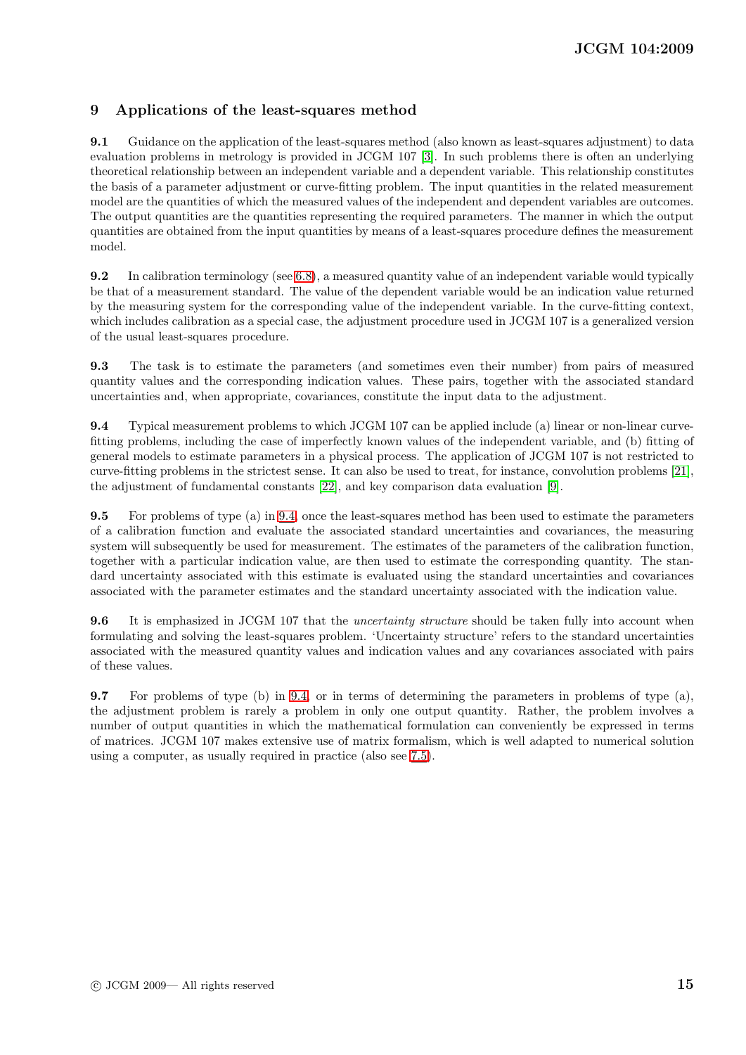## 9 Applications of the least-squares method

**9.1** Guidance on the application of the least-squares method (also known as least-squares adjustment) to data evaluation problems in metrology is provided in JCGM 107 [3]. In such problems there is often an underlying theoretical relationship between an independent variable and a dependent variable. This relationship constitutes the basis of a parameter adjustment or curve-fitting problem. The input quantities in the related measurement model are the quantities of which the measured values of the independent and dependent variables are outcomes. The output quantities are the quantities representing the required parameters. The manner in which the output quantities are obtained from the input quantities by means of a least-squares procedure defines the measurement model.

**9.2** In calibration terminology (see 6.8), a measured quantity value of an independent variable would typically be that of a measurement standard. The value of the dependent variable would be an indication value returned by the measuring system for the corresponding value of the independent variable. In the curve-fitting context, which includes calibration as a special case, the adjustment procedure used in JCGM 107 is a generalized version of the usual least-squares procedure.

**9.3** The task is to estimate the parameters (and sometimes even their number) from pairs of measured quantity values and the corresponding indication values. These pairs, together with the associated standard uncertainties and, when appropriate, covariances, constitute the input data to the adjustment.

**9.4** Typical measurement problems to which JCGM 107 can be applied include (a) linear or non-linear curve-fitting problems, including the case of imperfectly known values of the independent variable, and (b) fitting of general models to estimate parameters in a physical process. The application of JCGM 107 is not restricted to curve-fitting problems in the strictest sense. It can also be used to treat, for instance, convolution problems [21], the adjustment of fundamental constants [22], and key comparison data evaluation [9].

**9.5** For problems of type (a) in 9.4, once the least-squares method has been used to estimate the parameters of a calibration function and evaluate the associated standard uncertainties and covariances, the measuring system will subsequently be used for measurement. The estimates of the parameters of the calibration function, together with a particular indication value, are then used to estimate the corresponding quantity. The standard uncertainty associated with this estimate is evaluated using the standard uncertainties and covariances associated with the parameter estimates and the standard uncertainty associated with the indication value.

**9.6** It is emphasized in JCGM 107 that the *uncertainty structure* should be taken fully into account when formulating and solving the least-squares problem. 'Uncertainty structure' refers to the standard uncertainties associated with the measured quantity values and indication values and any covariances associated with pairs of these values.

**9.7** For problems of type (b) in 9.4, or in terms of determining the parameters in problems of type (a), the adjustment problem is rarely a problem in only one output quantity. Rather, the problem involves a number of output quantities in which the mathematical formulation can conveniently be expressed in terms of matrices. JCGM 107 makes extensive use of matrix formalism, which is well adapted to numerical solution using a computer, as usually required in practice (also see 7.5).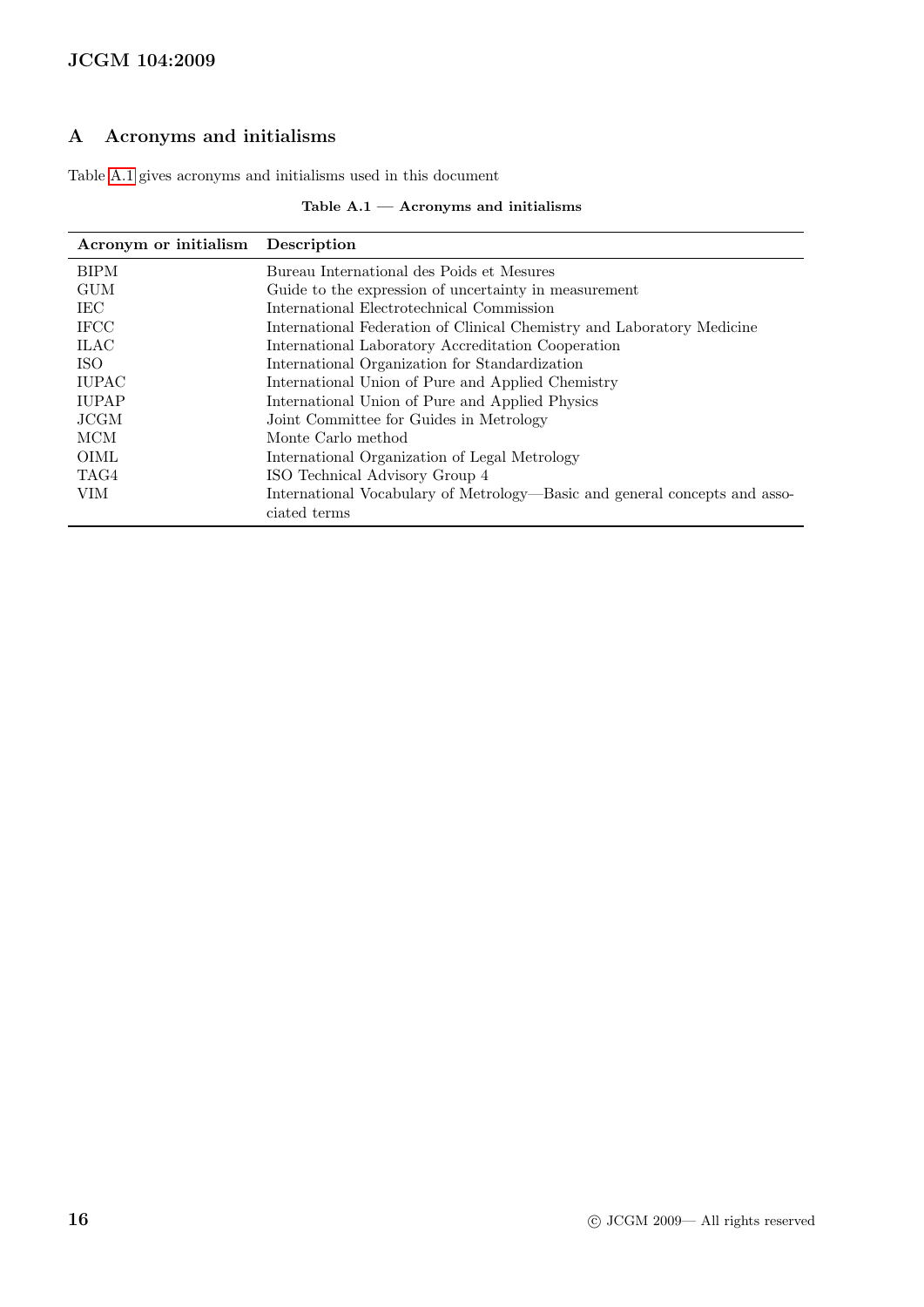# A Acronyms and initialisms

Table A.1 gives acronyms and initialisms used in this document

**Table A.1 — Acronyms and initialisms**

| Acronym or initialism | Description |
|---|---|
| BIPM | Bureau International des Poids et Mesures |
| GUM | Guide to the expression of uncertainty in measurement |
| IEC | International Electrotechnical Commission |
| IFCC | International Federation of Clinical Chemistry and Laboratory Medicine |
| ILAC | International Laboratory Accreditation Cooperation |
| ISO | International Organization for Standardization |
| IUPAC | International Union of Pure and Applied Chemistry |
| IUPAP | International Union of Pure and Applied Physics |
| JCGM | Joint Committee for Guides in Metrology |
| MCM | Monte Carlo method |
| OIML | International Organization of Legal Metrology |
| TAG4 | ISO Technical Advisory Group 4 |
| VIM | International Vocabulary of Metrology—Basic and general concepts and associated terms |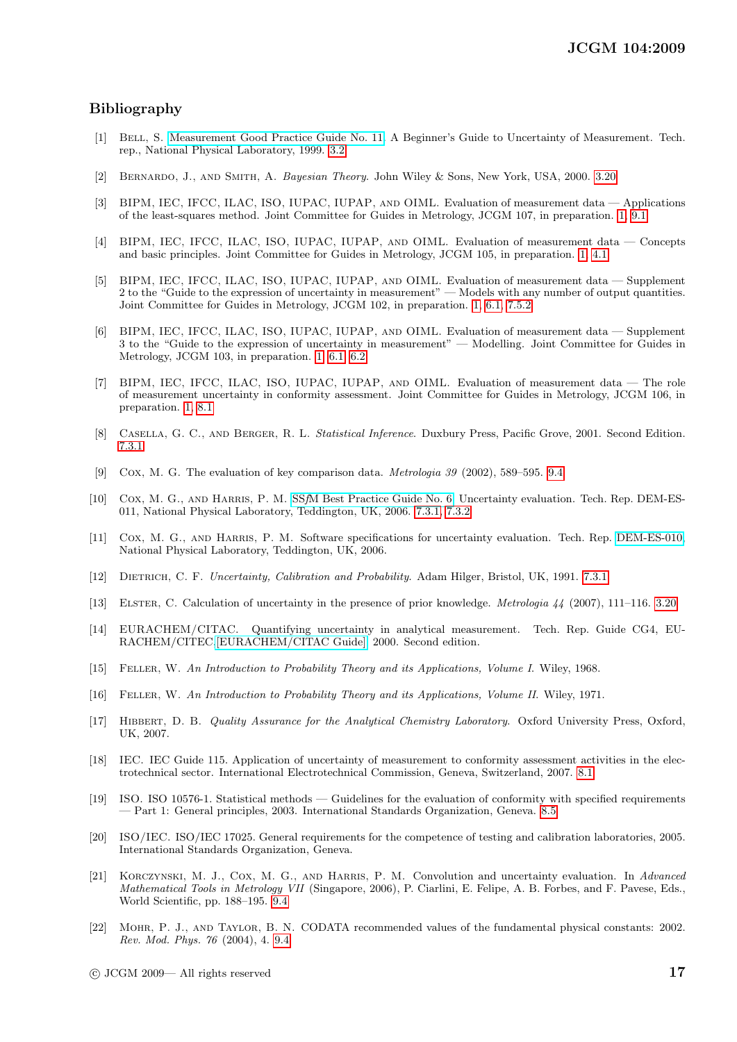## Bibliography

[1] Bell, S. Measurement Good Practice Guide No. 11. A Beginner's Guide to Uncertainty of Measurement. Tech. rep., National Physical Laboratory, 1999. 3.2

[2] Bernardo, J., and Smith, A. *Bayesian Theory*. John Wiley & Sons, New York, USA, 2000. 3.20

[3] BIPM, IEC, IFCC, ILAC, ISO, IUPAC, IUPAP, and OIML. Evaluation of measurement data — Applications of the least-squares method. Joint Committee for Guides in Metrology, JCGM 107, in preparation. 1, 9.1

[4] BIPM, IEC, IFCC, ILAC, ISO, IUPAC, IUPAP, and OIML. Evaluation of measurement data — Concepts and basic principles. Joint Committee for Guides in Metrology, JCGM 105, in preparation. 1, 4.1

[5] BIPM, IEC, IFCC, ILAC, ISO, IUPAC, IUPAP, and OIML. Evaluation of measurement data — Supplement 2 to the "Guide to the expression of uncertainty in measurement" — Models with any number of output quantities. Joint Committee for Guides in Metrology, JCGM 102, in preparation. 1, 6.1, 7.5.2

[6] BIPM, IEC, IFCC, ILAC, ISO, IUPAC, IUPAP, and OIML. Evaluation of measurement data — Supplement 3 to the "Guide to the expression of uncertainty in measurement" — Modelling. Joint Committee for Guides in Metrology, JCGM 103, in preparation. 1, 6.1, 6.2

[7] BIPM, IEC, IFCC, ILAC, ISO, IUPAC, IUPAP, and OIML. Evaluation of measurement data — The role of measurement uncertainty in conformity assessment. Joint Committee for Guides in Metrology, JCGM 106, in preparation. 1, 8.1

[8] Casella, G. C., and Berger, R. L. *Statistical Inference*. Duxbury Press, Pacific Grove, 2001. Second Edition. 7.3.1

[9] Cox, M. G. The evaluation of key comparison data. *Metrologia 39* (2002), 589–595. 9.4

[10] Cox, M. G., and Harris, P. M. SSfM Best Practice Guide No. 6. Uncertainty evaluation. Tech. Rep. DEM-ES-011, National Physical Laboratory, Teddington, UK, 2006. 7.3.1, 7.3.2

[11] Cox, M. G., and Harris, P. M. Software specifications for uncertainty evaluation. Tech. Rep. DEM-ES-010, National Physical Laboratory, Teddington, UK, 2006.

[12] Dietrich, C. F. *Uncertainty, Calibration and Probability*. Adam Hilger, Bristol, UK, 1991. 7.3.1

[13] Elster, C. Calculation of uncertainty in the presence of prior knowledge. *Metrologia 44* (2007), 111–116. 3.20

[14] EURACHEM/CITAC. Quantifying uncertainty in analytical measurement. Tech. Rep. Guide CG4, EURACHEM/CITEC,[EURACHEM/CITAC Guide], 2000. Second edition.

[15] Feller, W. *An Introduction to Probability Theory and its Applications, Volume I*. Wiley, 1968.

[16] Feller, W. *An Introduction to Probability Theory and its Applications, Volume II*. Wiley, 1971.

[17] Hibbert, D. B. *Quality Assurance for the Analytical Chemistry Laboratory*. Oxford University Press, Oxford, UK, 2007.

[18] IEC. IEC Guide 115. Application of uncertainty of measurement to conformity assessment activities in the electrotechnical sector. International Electrotechnical Commission, Geneva, Switzerland, 2007. 8.1

[19] ISO. ISO 10576-1. Statistical methods — Guidelines for the evaluation of conformity with specified requirements — Part 1: General principles, 2003. International Standards Organization, Geneva. 8.5

[20] ISO/IEC. ISO/IEC 17025. General requirements for the competence of testing and calibration laboratories, 2005. International Standards Organization, Geneva.

[21] Korczynski, M. J., Cox, M. G., and Harris, P. M. Convolution and uncertainty evaluation. In *Advanced Mathematical Tools in Metrology VII* (Singapore, 2006), P. Ciarlini, E. Felipe, A. B. Forbes, and F. Pavese, Eds., World Scientific, pp. 188–195. 9.4

[22] Mohr, P. J., and Taylor, B. N. CODATA recommended values of the fundamental physical constants: 2002. *Rev. Mod. Phys. 76* (2004), 4. 9.4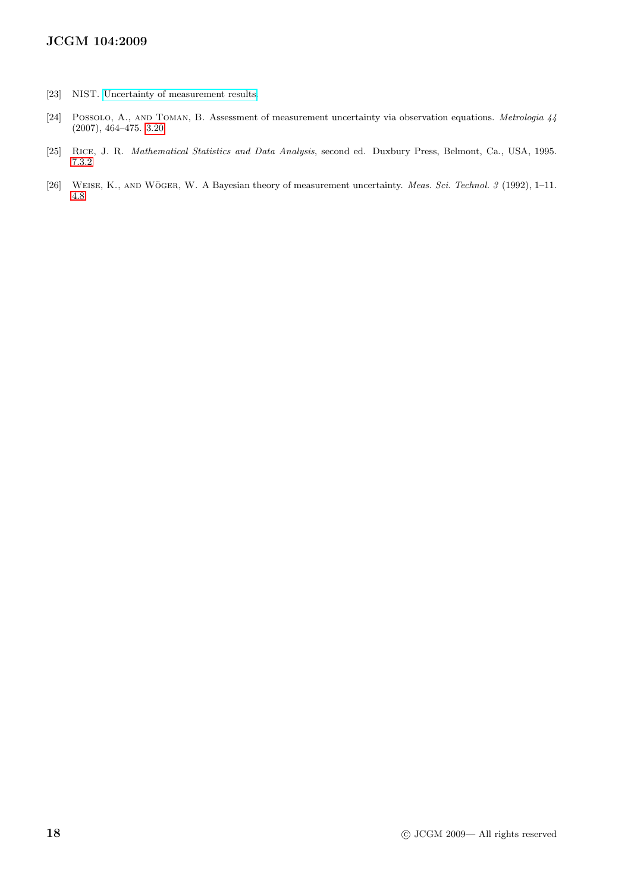[23] NIST. Uncertainty of measurement results.

[24] Possolo, A., and Toman, B. Assessment of measurement uncertainty via observation equations. *Metrologia 44* (2007), 464–475. 3.20

[25] Rice, J. R. *Mathematical Statistics and Data Analysis*, second ed. Duxbury Press, Belmont, Ca., USA, 1995. 7.3.2

[26] Weise, K., and Wöger, W. A Bayesian theory of measurement uncertainty. *Meas. Sci. Technol. 3* (1992), 1–11. 4.8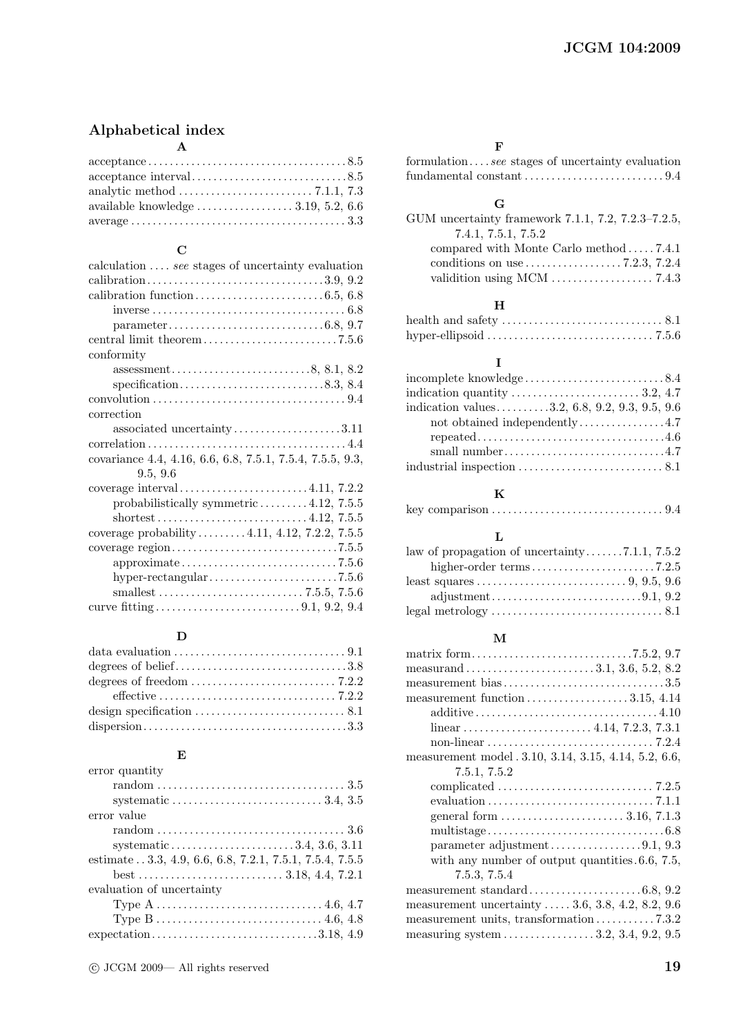## Alphabetical index

**A**

acceptance . . . . . . . . 8.5
acceptance interval . . . . . . . . 8.5
analytic method . . . . . . . . 7.1.1, 7.3
available knowledge . . . . . . . . 3.19, 5.2, 6.6
average . . . . . . . . 3.3

**C**

calculation . . . . *see* stages of uncertainty evaluation
calibration . . . . . . . . 3.9, 9.2
calibration function . . . . . . . . 6.5, 6.8
    inverse . . . . . . . . 6.8
    parameter . . . . . . . . 6.8, 9.7
central limit theorem . . . . . . . . 7.5.6
conformity
    assessment . . . . . . . . 8, 8.1, 8.2
    specification . . . . . . . . 8.3, 8.4
convolution . . . . . . . . 9.4
correction
    associated uncertainty . . . . . . . . 3.11
correlation . . . . . . . . 4.4
covariance 4.4, 4.16, 6.6, 6.8, 7.5.1, 7.5.4, 7.5.5, 9.3, 9.5, 9.6
coverage interval . . . . . . . . 4.11, 7.2.2
    probabilistically symmetric . . . . . . . . 4.12, 7.5.5
    shortest . . . . . . . . 4.12, 7.5.5
coverage probability . . . . . . . . 4.11, 4.12, 7.2.2, 7.5.5
coverage region . . . . . . . . 7.5.5
    approximate . . . . . . . . 7.5.6
    hyper-rectangular . . . . . . . . 7.5.6
    smallest . . . . . . . . 7.5.5, 7.5.6
curve fitting . . . . . . . . 9.1, 9.2, 9.4

**D**

data evaluation . . . . . . . . 9.1
degrees of belief . . . . . . . . 3.8
degrees of freedom . . . . . . . . 7.2.2
    effective . . . . . . . . 7.2.2
design specification . . . . . . . . 8.1
dispersion . . . . . . . . 3.3

**E**

error quantity
    random . . . . . . . . 3.5
    systematic . . . . . . . . 3.4, 3.5
error value
    random . . . . . . . . 3.6
    systematic . . . . . . . . 3.4, 3.6, 3.11
estimate . . 3.3, 4.9, 6.6, 6.8, 7.2.1, 7.5.1, 7.5.4, 7.5.5
    best . . . . . . . . 3.18, 4.4, 7.2.1
evaluation of uncertainty
    Type A . . . . . . . . 4.6, 4.7
    Type B . . . . . . . . 4.6, 4.8
expectation . . . . . . . . 3.18, 4.9

**F**

formulation . . . . *see* stages of uncertainty evaluation
fundamental constant . . . . . . . . 9.4

**G**

GUM uncertainty framework 7.1.1, 7.2, 7.2.3–7.2.5, 7.4.1, 7.5.1, 7.5.2
    compared with Monte Carlo method . . . . . . . . 7.4.1
    conditions on use . . . . . . . . 7.2.3, 7.2.4
    validition using MCM . . . . . . . . 7.4.3

**H**

health and safety . . . . . . . . 8.1
hyper-ellipsoid . . . . . . . . 7.5.6

**I**

incomplete knowledge . . . . . . . . 8.4
indication quantity . . . . . . . . 3.2, 4.7
indication values . . . . . . . . 3.2, 6.8, 9.2, 9.3, 9.5, 9.6
    not obtained independently . . . . . . . . 4.7
    repeated . . . . . . . . 4.6
    small number . . . . . . . . 4.7
industrial inspection . . . . . . . . 8.1

**K**

key comparison . . . . . . . . 9.4

**L**

law of propagation of uncertainty . . . . . . . . 7.1.1, 7.5.2
    higher-order terms . . . . . . . . 7.2.5
least squares . . . . . . . . 9, 9.5, 9.6
    adjustment . . . . . . . . 9.1, 9.2
legal metrology . . . . . . . . 8.1

**M**

matrix form . . . . . . . . 7.5.2, 9.7
measurand . . . . . . . . 3.1, 3.6, 5.2, 8.2
measurement bias . . . . . . . . 3.5
measurement function . . . . . . . . 3.15, 4.14
    additive . . . . . . . . 4.10
    linear . . . . . . . . 4.14, 7.2.3, 7.3.1
    non-linear . . . . . . . . 7.2.4
measurement model . 3.10, 3.14, 3.15, 4.14, 5.2, 6.6, 7.5.1, 7.5.2
    complicated . . . . . . . . 7.2.5
    evaluation . . . . . . . . 7.1.1
    general form . . . . . . . . 3.16, 7.1.3
    multistage . . . . . . . . 6.8
    parameter adjustment . . . . . . . . 9.1, 9.3
    with any number of output quantities . 6.6, 7.5, 7.5.3, 7.5.4
measurement standard . . . . . . . . 6.8, 9.2
measurement uncertainty . . . . . . . . 3.6, 3.8, 4.2, 8.2, 9.6
measurement units, transformation . . . . . . . . 7.3.2
measuring system . . . . . . . . 3.2, 3.4, 9.2, 9.5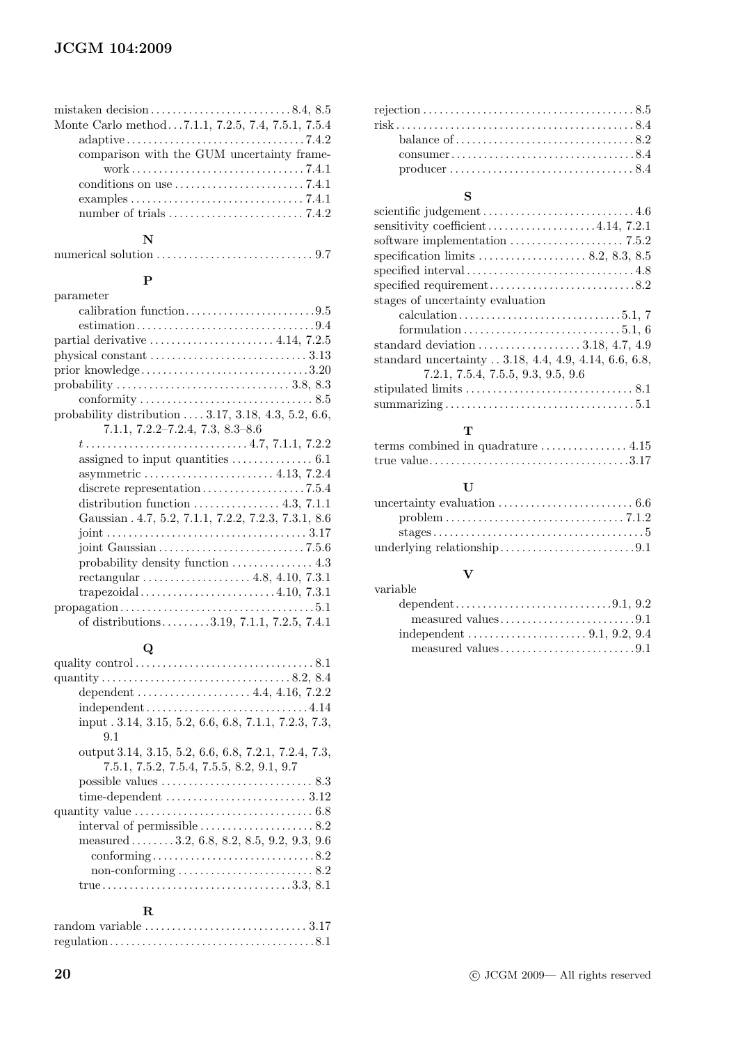mistaken decision . . . . . . . . . . . . . . . . . . . . . . . . . . 8.4, 8.5
Monte Carlo method . . . 7.1.1, 7.2.5, 7.4, 7.5.1, 7.5.4
  adaptive . . . . . . . . . . . . . . . . . . . . . . . . . . . . . . . . 7.4.2
  comparison with the GUM uncertainty framework . . . . . . . . . . . . . . . . . . . . . . . . . . . . . . . 7.4.1
  conditions on use . . . . . . . . . . . . . . . . . . . . . . . . 7.4.1
  examples . . . . . . . . . . . . . . . . . . . . . . . . . . . . . . . 7.4.1
  number of trials . . . . . . . . . . . . . . . . . . . . . . . . . 7.4.2

**N**

numerical solution . . . . . . . . . . . . . . . . . . . . . . . . . . . . 9.7

**P**

parameter
  calibration function . . . . . . . . . . . . . . . . . . . . . . . . 9.5
  estimation . . . . . . . . . . . . . . . . . . . . . . . . . . . . . . . . 9.4
partial derivative . . . . . . . . . . . . . . . . . . . . . . . 4.14, 7.2.5
physical constant . . . . . . . . . . . . . . . . . . . . . . . . . . . . 3.13
prior knowledge . . . . . . . . . . . . . . . . . . . . . . . . . . . . . . 3.20
probability . . . . . . . . . . . . . . . . . . . . . . . . . . . . . . . 3.8, 8.3
  conformity . . . . . . . . . . . . . . . . . . . . . . . . . . . . . . . 8.5
probability distribution . . . . 3.17, 3.18, 4.3, 5.2, 6.6, 7.1.1, 7.2.2–7.2.4, 7.3, 8.3–8.6
  $t$ . . . . . . . . . . . . . . . . . . . . . . . . . . . . . 4.7, 7.1.1, 7.2.2
  assigned to input quantities . . . . . . . . . . . . . . . 6.1
  asymmetric . . . . . . . . . . . . . . . . . . . . . . . . 4.13, 7.2.4
  discrete representation . . . . . . . . . . . . . . . . . . . 7.5.4
  distribution function . . . . . . . . . . . . . . . . 4.3, 7.1.1
  Gaussian . 4.7, 5.2, 7.1.1, 7.2.2, 7.2.3, 7.3.1, 8.6
  joint . . . . . . . . . . . . . . . . . . . . . . . . . . . . . . . . . . . . 3.17
  joint Gaussian . . . . . . . . . . . . . . . . . . . . . . . . . . . 7.5.6
  probability density function . . . . . . . . . . . . . . . 4.3
  rectangular . . . . . . . . . . . . . . . . . . . . 4.8, 4.10, 7.3.1
  trapezoidal . . . . . . . . . . . . . . . . . . . . . . . . . 4.10, 7.3.1
propagation . . . . . . . . . . . . . . . . . . . . . . . . . . . . . . . . . . . 5.1
  of distributions . . . . . . . . . 3.19, 7.1.1, 7.2.5, 7.4.1

**Q**

quality control . . . . . . . . . . . . . . . . . . . . . . . . . . . . . . . . 8.1
quantity . . . . . . . . . . . . . . . . . . . . . . . . . . . . . . . . . . 8.2, 8.4
  dependent . . . . . . . . . . . . . . . . . . . . . 4.4, 4.16, 7.2.2
  independent . . . . . . . . . . . . . . . . . . . . . . . . . . . . . 4.14
  input . 3.14, 3.15, 5.2, 6.6, 6.8, 7.1.1, 7.2.3, 7.3, 9.1
  output 3.14, 3.15, 5.2, 6.6, 6.8, 7.2.1, 7.2.4, 7.3, 7.5.1, 7.5.2, 7.5.4, 7.5.5, 8.2, 9.1, 9.7
  possible values . . . . . . . . . . . . . . . . . . . . . . . . . . . 8.3
  time-dependent . . . . . . . . . . . . . . . . . . . . . . . . . . 3.12
quantity value . . . . . . . . . . . . . . . . . . . . . . . . . . . . . . . . 6.8
  interval of permissible . . . . . . . . . . . . . . . . . . . . . 8.2
  measured . . . . . . . . 3.2, 6.8, 8.2, 8.5, 9.2, 9.3, 9.6
    conforming . . . . . . . . . . . . . . . . . . . . . . . . . . . . . 8.2
    non-conforming . . . . . . . . . . . . . . . . . . . . . . . . . 8.2
  true . . . . . . . . . . . . . . . . . . . . . . . . . . . . . . . . . . 3.3, 8.1

**R**

random variable . . . . . . . . . . . . . . . . . . . . . . . . . . . . . 3.17
regulation . . . . . . . . . . . . . . . . . . . . . . . . . . . . . . . . . . . . 8.1
rejection . . . . . . . . . . . . . . . . . . . . . . . . . . . . . . . . . . . . . 8.5
risk . . . . . . . . . . . . . . . . . . . . . . . . . . . . . . . . . . . . . . . . . 8.4
  balance of . . . . . . . . . . . . . . . . . . . . . . . . . . . . . . . . 8.2
  consumer . . . . . . . . . . . . . . . . . . . . . . . . . . . . . . . . . 8.4
  producer . . . . . . . . . . . . . . . . . . . . . . . . . . . . . . . . . 8.4

**S**

scientific judgement . . . . . . . . . . . . . . . . . . . . . . . . . . . 4.6
sensitivity coefficient . . . . . . . . . . . . . . . . . . . . 4.14, 7.2.1
software implementation . . . . . . . . . . . . . . . . . . . . 7.5.2
specification limits . . . . . . . . . . . . . . . . . . . 8.2, 8.3, 8.5
specified interval . . . . . . . . . . . . . . . . . . . . . . . . . . . . . . 4.8
specified requirement . . . . . . . . . . . . . . . . . . . . . . . . . . 8.2
stages of uncertainty evaluation
  calculation . . . . . . . . . . . . . . . . . . . . . . . . . . . . . . 5.1, 7
  formulation . . . . . . . . . . . . . . . . . . . . . . . . . . . . . 5.1, 6
standard deviation . . . . . . . . . . . . . . . . . . . 3.18, 4.7, 4.9
standard uncertainty . . 3.18, 4.4, 4.9, 4.14, 6.6, 6.8, 7.2.1, 7.5.4, 7.5.5, 9.3, 9.5, 9.6
stipulated limits . . . . . . . . . . . . . . . . . . . . . . . . . . . . . . 8.1
summarizing . . . . . . . . . . . . . . . . . . . . . . . . . . . . . . . . . . 5.1

**T**

terms combined in quadrature . . . . . . . . . . . . . . . . 4.15
true value . . . . . . . . . . . . . . . . . . . . . . . . . . . . . . . . . . . 3.17

**U**

uncertainty evaluation . . . . . . . . . . . . . . . . . . . . . . . . . 6.6
  problem . . . . . . . . . . . . . . . . . . . . . . . . . . . . . . . . 7.1.2
  stages . . . . . . . . . . . . . . . . . . . . . . . . . . . . . . . . . . . . . 5
underlying relationship . . . . . . . . . . . . . . . . . . . . . . . . . 9.1

**V**

variable
  dependent . . . . . . . . . . . . . . . . . . . . . . . . . . . . . 9.1, 9.2
    measured values . . . . . . . . . . . . . . . . . . . . . . . . . 9.1
  independent . . . . . . . . . . . . . . . . . . . . . . 9.1, 9.2, 9.4
    measured values . . . . . . . . . . . . . . . . . . . . . . . . . 9.1